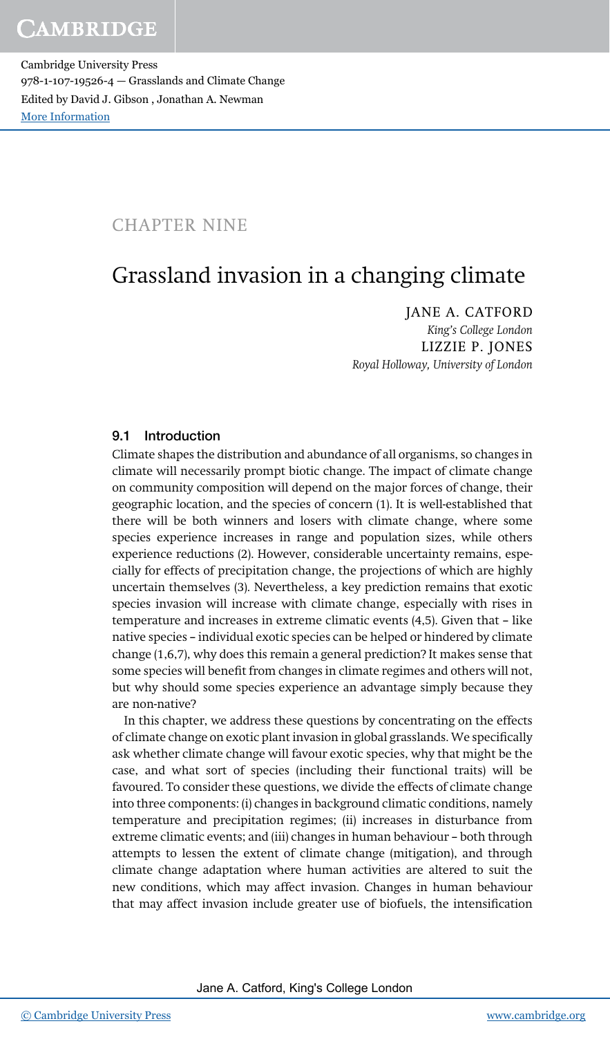# CHAPTER NINE

# Grassland invasion in a changing climate

JANE A. CATFORD
*King's College London*
LIZZIE P. JONES
*Royal Holloway, University of London*

## 9.1 Introduction

Climate shapes the distribution and abundance of all organisms, so changes in climate will necessarily prompt biotic change. The impact of climate change on community composition will depend on the major forces of change, their geographic location, and the species of concern (1). It is well-established that there will be both winners and losers with climate change, where some species experience increases in range and population sizes, while others experience reductions (2). However, considerable uncertainty remains, especially for effects of precipitation change, the projections of which are highly uncertain themselves (3). Nevertheless, a key prediction remains that exotic species invasion will increase with climate change, especially with rises in temperature and increases in extreme climatic events (4,5). Given that – like native species – individual exotic species can be helped or hindered by climate change (1,6,7), why does this remain a general prediction? It makes sense that some species will benefit from changes in climate regimes and others will not, but why should some species experience an advantage simply because they are non-native?

In this chapter, we address these questions by concentrating on the effects of climate change on exotic plant invasion in global grasslands. We specifically ask whether climate change will favour exotic species, why that might be the case, and what sort of species (including their functional traits) will be favoured. To consider these questions, we divide the effects of climate change into three components: (i) changes in background climatic conditions, namely temperature and precipitation regimes; (ii) increases in disturbance from extreme climatic events; and (iii) changes in human behaviour – both through attempts to lessen the extent of climate change (mitigation), and through climate change adaptation where human activities are altered to suit the new conditions, which may affect invasion. Changes in human behaviour that may affect invasion include greater use of biofuels, the intensification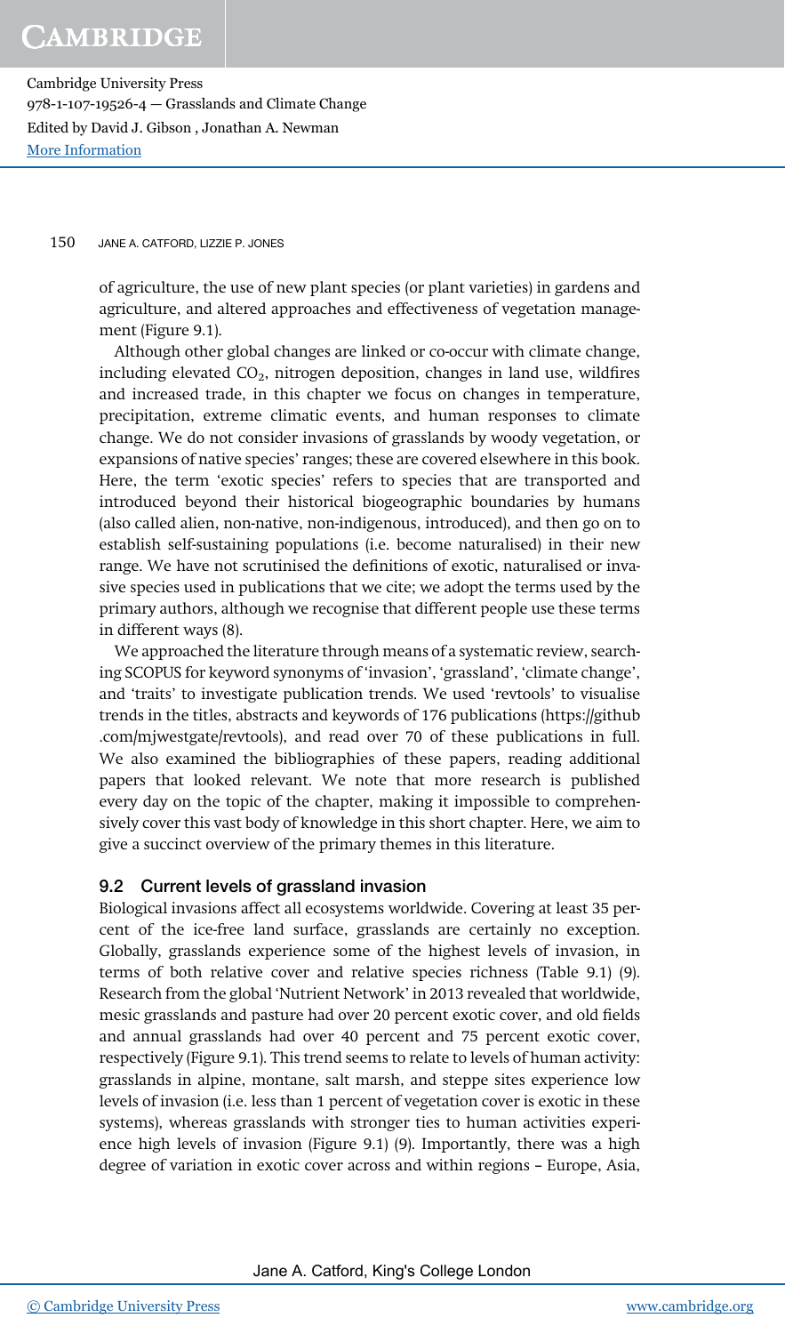of agriculture, the use of new plant species (or plant varieties) in gardens and agriculture, and altered approaches and effectiveness of vegetation management (Figure 9.1).

Although other global changes are linked or co-occur with climate change, including elevated $CO_2$, nitrogen deposition, changes in land use, wildfires and increased trade, in this chapter we focus on changes in temperature, precipitation, extreme climatic events, and human responses to climate change. We do not consider invasions of grasslands by woody vegetation, or expansions of native species' ranges; these are covered elsewhere in this book. Here, the term 'exotic species' refers to species that are transported and introduced beyond their historical biogeographic boundaries by humans (also called alien, non-native, non-indigenous, introduced), and then go on to establish self-sustaining populations (i.e. become naturalised) in their new range. We have not scrutinised the definitions of exotic, naturalised or invasive species used in publications that we cite; we adopt the terms used by the primary authors, although we recognise that different people use these terms in different ways (8).

We approached the literature through means of a systematic review, searching SCOPUS for keyword synonyms of 'invasion', 'grassland', 'climate change', and 'traits' to investigate publication trends. We used 'revtools' to visualise trends in the titles, abstracts and keywords of 176 publications (https://github.com/mjwestgate/revtools), and read over 70 of these publications in full. We also examined the bibliographies of these papers, reading additional papers that looked relevant. We note that more research is published every day on the topic of the chapter, making it impossible to comprehensively cover this vast body of knowledge in this short chapter. Here, we aim to give a succinct overview of the primary themes in this literature.

## 9.2 Current levels of grassland invasion

Biological invasions affect all ecosystems worldwide. Covering at least 35 percent of the ice-free land surface, grasslands are certainly no exception. Globally, grasslands experience some of the highest levels of invasion, in terms of both relative cover and relative species richness (Table 9.1) (9). Research from the global 'Nutrient Network' in 2013 revealed that worldwide, mesic grasslands and pasture had over 20 percent exotic cover, and old fields and annual grasslands had over 40 percent and 75 percent exotic cover, respectively (Figure 9.1). This trend seems to relate to levels of human activity: grasslands in alpine, montane, salt marsh, and steppe sites experience low levels of invasion (i.e. less than 1 percent of vegetation cover is exotic in these systems), whereas grasslands with stronger ties to human activities experience high levels of invasion (Figure 9.1) (9). Importantly, there was a high degree of variation in exotic cover across and within regions – Europe, Asia,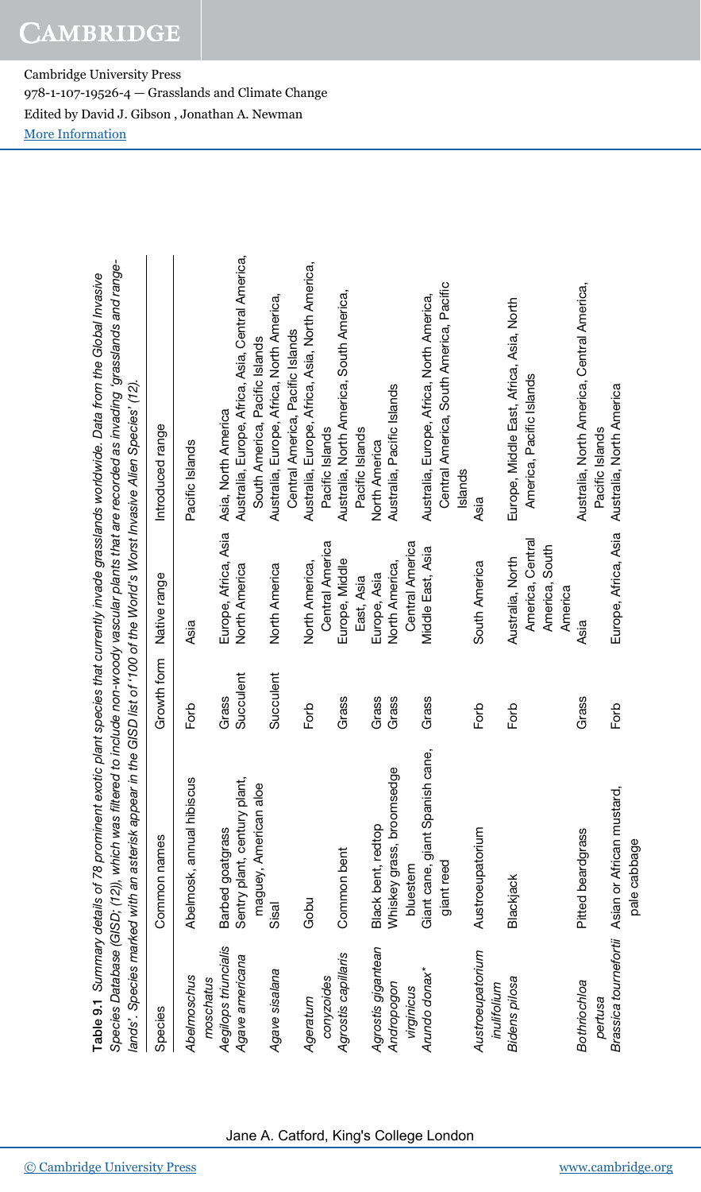**Table 9.1** *Summary details of 78 prominent exotic plant species that currently invade grasslands worldwide. Data from the Global Invasive Species Database (GISD; (12)), which was filtered to include non-woody vascular plants that are recorded as invading 'grasslands and rangelands'. Species marked with an asterisk appear in the GISD list of '100 of the World's Worst Invasive Alien Species' (12).*

| Species | Common names | Growth form | Native range | Introduced range |
|---|---|---|---|---|
| *Abelmoschus moschatus* | Abelmosk, annual hibiscus | Forb | Asia | Pacific Islands |
| *Aegilops triuncialis* | Barbed goatgrass | Grass | Europe, Africa, Asia | Asia, North America |
| *Agave americana* | Sentry plant, century plant, maguey, American aloe | Succulent | North America | Australia, Europe, Africa, Asia, Central America, South America, Pacific Islands |
| *Agave sisalana* | Sisal | Succulent | North America | Australia, Europe, Africa, North America, Central America, Pacific Islands |
| *Ageratum conyzoides* | Gobu | Forb | North America, Central America | Australia, Europe, Africa, Asia, North America, Pacific Islands |
| *Agrostis capillaris* | Common bent | Grass | Europe, Middle East, Asia | Australia, North America, South America, Pacific Islands |
| *Agrostis gigantean* | Black bent, redtop | Grass | Europe, Asia | North America |
| *Andropogon virginicus* | Whiskey grass, broomsedge bluestem | Grass | North America, Central America | Australia, Pacific Islands |
| *Arundo donax** | Giant cane, giant Spanish cane, giant reed | Grass | Middle East, Asia | Australia, Europe, Africa, North America, Central America, South America, Pacific Islands |
| *Austroeupatorium inulifolium* | Austroeupatorium | Forb | South America | Asia |
| *Bidens pilosa* | Blackjack | Forb | Australia, North America, Central America, South America | Europe, Middle East, Africa, Asia, North America, Pacific Islands |
| *Bothriochloa pertusa* | Pitted beardgrass | Grass | Asia | Australia, North America, Central America, Pacific Islands |
| *Brassica tournefortii* | Asian or African mustard, pale cabbage | Forb | Europe, Africa, Asia | Australia, North America |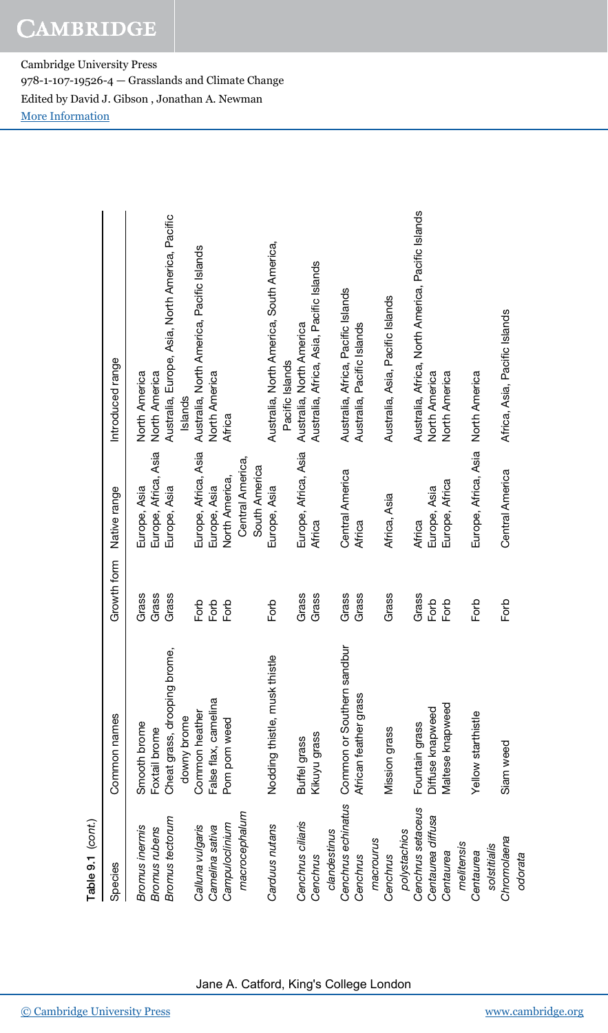Table 9.1 (cont.)

| Species | Common names | Growth form | Native range | Introduced range |
|---|---|---|---|---|
| *Bromus inermis* | Smooth brome | Grass | Europe, Asia | North America |
| *Bromus rubens* | Foxtail brome | Grass | Europe, Africa, Asia | North America |
| *Bromus tectorum* | Cheat grass, drooping brome, downy brome | Grass | Europe, Asia | Australia, Europe, Asia, North America, Pacific Islands |
| *Calluna vulgaris* | Common heather | Forb | Europe, Africa, Asia | Australia, North America, Pacific Islands |
| *Camelina sativa* | False flax, camelina | Forb | Europe, Asia | North America |
| *Campuloclinium macrocephalum* | Pom pom weed | Forb | North America, Central America, South America | Africa |
| *Carduus nutans* | Nodding thistle, musk thistle | Forb | Europe, Asia | Australia, North America, South America, Pacific Islands |
| *Cenchrus ciliaris* | Buffel grass | Grass | Europe, Africa, Asia | Australia, North America |
| *Cenchrus clandestinus* | Kikuyu grass | Grass | Africa | Australia, Africa, Asia, Pacific Islands |
| *Cenchrus echinatus* | Common or Southern sandbur | Grass | Central America | Australia, Africa, Pacific Islands |
| *Cenchrus macrourus* | African feather grass | Grass | Africa | Australia, Pacific Islands |
| *Cenchrus polystachios* | Mission grass | Grass | Africa, Asia | Australia, Asia, Pacific Islands |
| *Cenchrus setaceus* | Fountain grass | Grass | Africa | Australia, Africa, North America, Pacific Islands |
| *Centaurea diffusa* | Diffuse knapweed | Forb | Europe, Asia | North America |
| *Centaurea melitensis* | Maltese knapweed | Forb | Europe, Africa | North America |
| *Centaurea solstitialis* | Yellow starthistle | Forb | Europe, Africa, Asia | North America |
| *Chromolaena odorata* | Siam weed | Forb | Central America | Africa, Asia, Pacific Islands |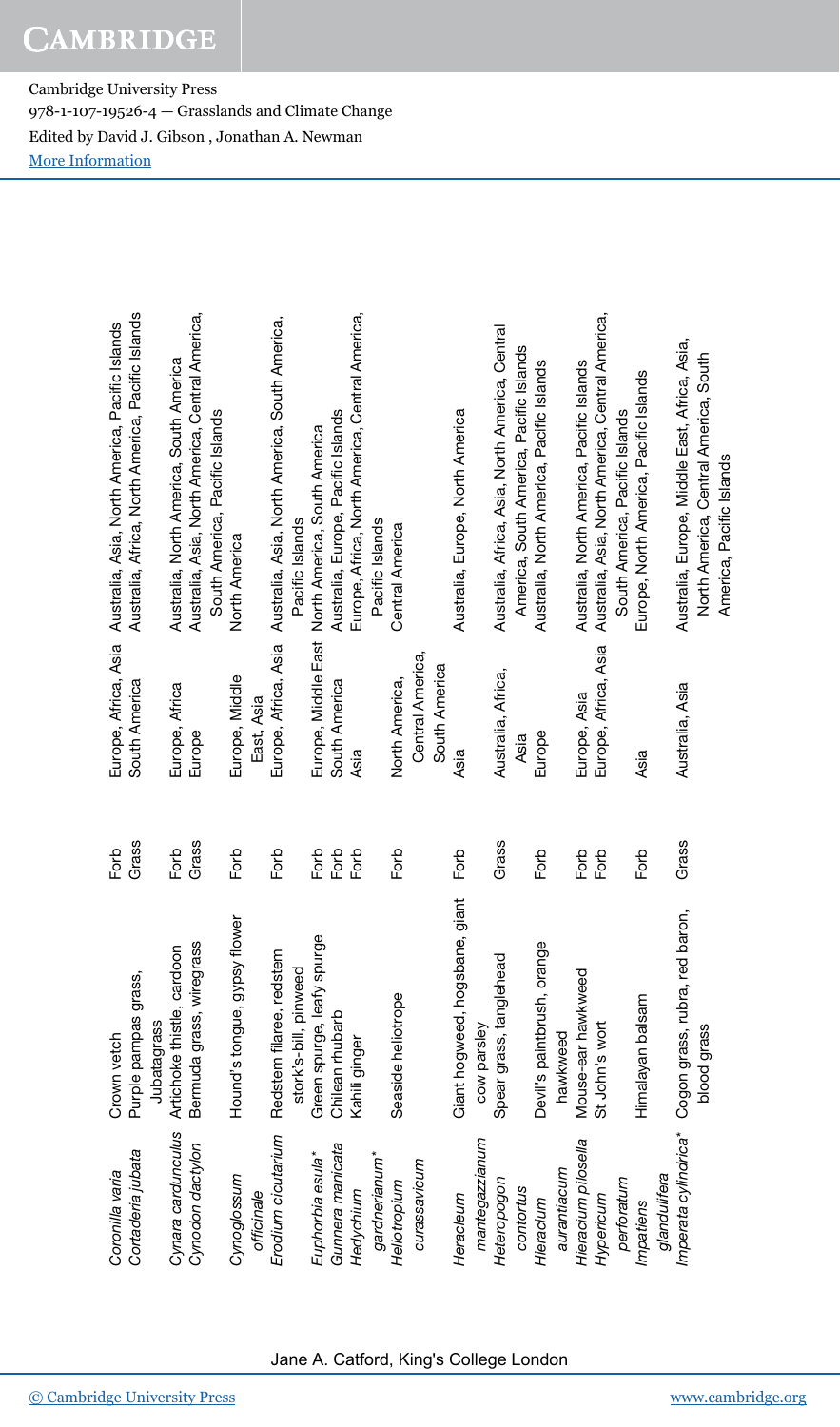| | | | | |
|---|---|---|---|---|
| *Coronilla varia* | Crown vetch | Forb | Europe, Africa, Asia | Australia, Asia, North America, Pacific Islands |
| *Cortaderia jubata* | Purple pampas grass, Jubatagrass | Grass | South America | Australia, Africa, North America, Pacific Islands |
| *Cynara cardunculus* | Artichoke thistle, cardoon | Forb | Europe, Africa | Australia, North America, South America |
| *Cynodon dactylon* | Bermuda grass, wiregrass | Grass | Europe | Australia, Asia, North America, Central America, South America, Pacific Islands |
| *Cynoglossum officinale* | Hound's tongue, gypsy flower | Forb | Europe, Middle East, Asia | North America |
| *Erodium cicutarium* | Redstem filaree, redstem stork's-bill, pinweed | Forb | Europe, Africa, Asia | Australia, Asia, North America, South America, Pacific Islands |
| *Euphorbia esula** | Green spurge, leafy spurge | Forb | Europe, Middle East | North America, South America |
| *Gunnera manicata* | Chilean rhubarb | Forb | South America | Australia, Europe, Pacific Islands |
| *Hedychium gardnerianum** | Kahili ginger | Forb | Asia | Europe, Africa, North America, Central America, Pacific Islands |
| *Heliotropium curassavicum* | Seaside heliotrope | Forb | North America, Central America, South America | Central America |
| *Heracleum mantegazzianum* | Giant hogweed, hogsbane, giant cow parsley | Forb | Asia | Australia, Europe, North America |
| *Heteropogon contortus* | Spear grass, tanglehead | Grass | Australia, Africa, Asia | Australia, Africa, Asia, North America, Central America, South America, Pacific Islands |
| *Hieracium aurantiacum* | Devil's paintbrush, orange hawkweed | Forb | Europe | Australia, North America, Pacific Islands |
| *Hieracium pilosella* | Mouse-ear hawkweed | Forb | Europe, Asia | Australia, North America, Pacific Islands |
| *Hypericum perforatum* | St John's wort | Forb | Europe, Africa, Asia | Australia, Asia, North America, Central America, South America, Pacific Islands |
| *Impatiens glandulifera* | Himalayan balsam | Forb | Asia | Europe, North America, Pacific Islands |
| *Imperata cylindrica** | Cogon grass, rubra, red baron, blood grass | Grass | Australia, Asia | Australia, Europe, Middle East, Africa, Asia, North America, Central America, South America, Pacific Islands |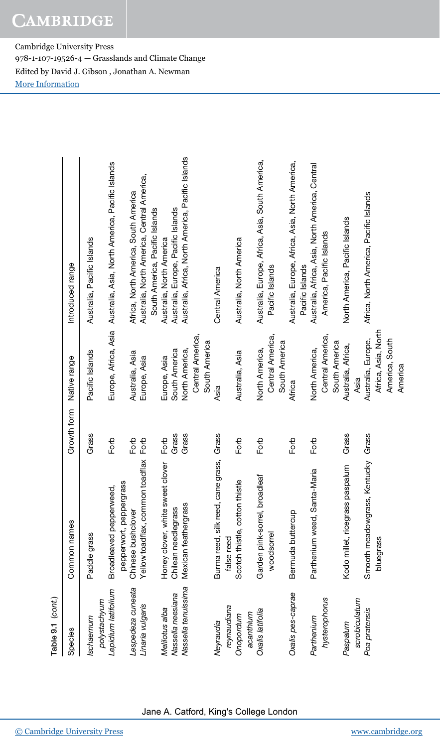Table 9.1 (*cont.*)

| Species | Common names | Growth form | Native range | Introduced range |
|---|---|---|---|---|
| *Ischaemum polystachyum* | Paddle grass | Grass | Pacific Islands | Australia, Pacific Islands |
| *Lepidium latifolium* | Broadleaved pepperweed, pepperwort, peppergrass | Forb | Europe, Africa, Asia | Australia, Asia, North America, Pacific Islands |
| *Lespedeza cuneata* | Chinese bushclover | Forb | Australia, Asia | Africa, North America, South America |
| *Linaria vulgaris* | Yellow toadflax, common toadflax | Forb | Europe, Asia | Australia, North America, Central America, South America, Pacific Islands |
| *Melilotus alba* | Honey clover, white sweet clover | Forb | Europe, Asia | Australia, North America |
| *Nassella neesiana* | Chilean needlegrass | Grass | South America | Australia, Europe, Pacific Islands |
| *Nassella tenuissima* | Mexican feathergrass | Grass | North America, Central America, South America | Australia, Africa, North America, Pacific Islands |
| *Neyraudia reynaudiana* | Burma reed, silk reed, cane grass, false reed | Grass | Asia | Central America |
| *Onopordum acanthium* | Scotch thistle, cotton thistle | Forb | Australia, Asia | Australia, North America |
| *Oxalis latifolia* | Garden pink-sorrel, broadleaf woodsorrel | Forb | North America, Central America, South America | Australia, Europe, Africa, Asia, South America, Pacific Islands |
| *Oxalis pes-caprae* | Bermuda buttercup | Forb | Africa | Australia, Europe, Africa, Asia, North America, Pacific Islands |
| *Parthenium hysterophorus* | Parthenium weed, Santa-Maria | Forb | North America, Central America, South America | Australia, Africa, Asia, North America, Central America, Pacific Islands |
| *Paspalum scrobiculatum* | Kodo millet, ricegrass paspalum | Grass | Australia, Africa, Asia | North America, Pacific Islands |
| *Poa pratensis* | Smooth meadowgrass, Kentucky bluegrass | Grass | Australia, Europe, Africa, Asia, North America, South America | Africa, North America, Pacific Islands |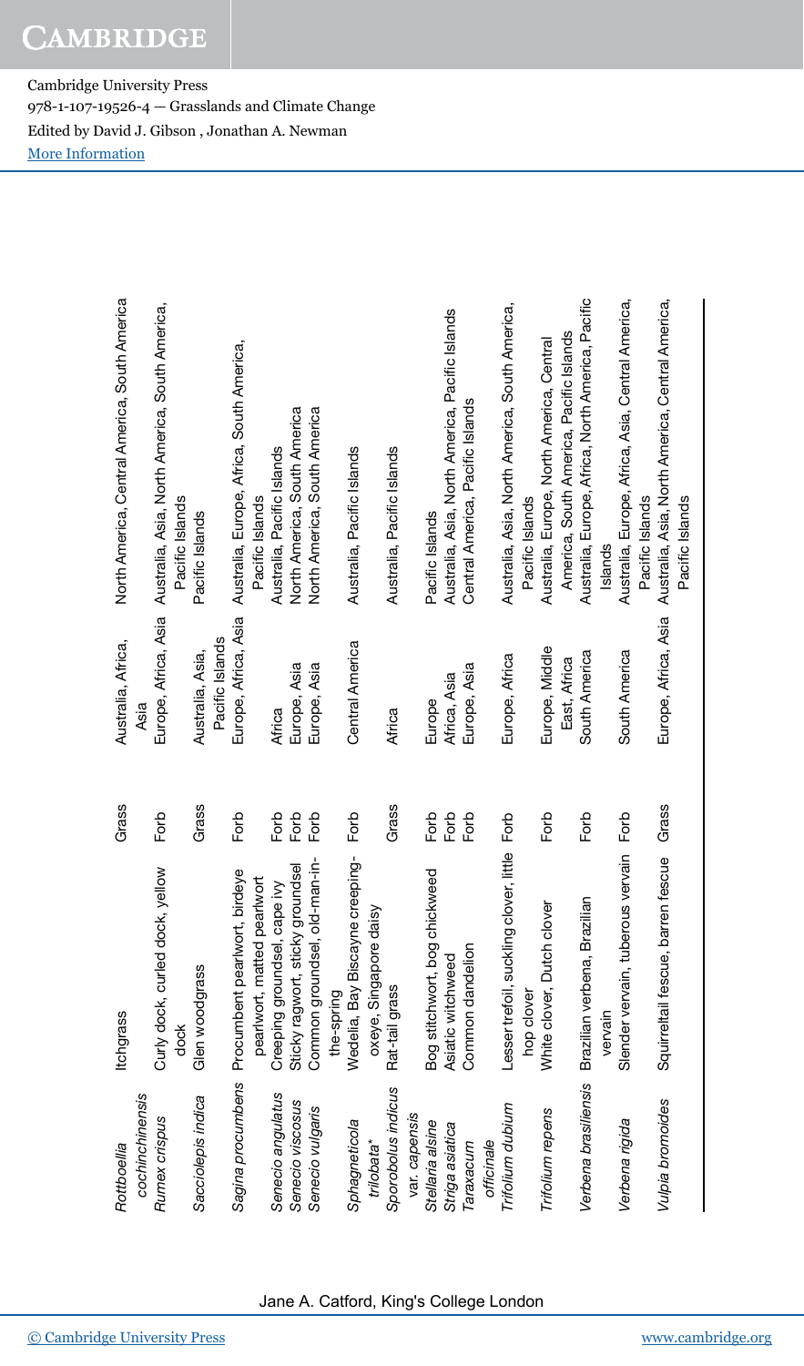| | | | | |
|---|---|---|---|---|
| *Rottboellia cochinchinensis* | Itchgrass | Grass | Australia, Africa, Asia | North America, Central America, South America |
| *Rumex crispus* | Curly dock, curled dock, yellow dock | Forb | Europe, Africa, Asia | Australia, Asia, North America, South America, Pacific Islands |
| *Sacciolepis indica* | Glen woodgrass | Grass | Australia, Asia, Pacific Islands | Pacific Islands |
| *Sagina procumbens* | Procumbent pearlwort, birdeye pearlwort, matted pearlwort | Forb | Europe, Africa, Asia | Australia, Europe, Africa, South America, Pacific Islands |
| *Senecio angulatus* | Creeping groundsel, cape ivy | Forb | Africa | Australia, Pacific Islands |
| *Senecio viscosus* | Sticky ragwort, sticky groundsel | Forb | Europe, Asia | North America, South America |
| *Senecio vulgaris* | Common groundsel, old-man-in-the-spring | Forb | Europe, Asia | North America, South America |
| *Sphagneticola trilobata** | Wedelia, Bay Biscayne creeping-oxeye, Singapore daisy | Forb | Central America | Australia, Pacific Islands |
| *Sporobolus indicus* var. *capensis* | Rat-tail grass | Grass | Africa | Australia, Pacific Islands |
| *Stellaria alsine* | Bog stitchwort, bog chickweed | Forb | Europe | Pacific Islands |
| *Striga asiatica* | Asiatic witchweed | Forb | Africa, Asia | Australia, Asia, North America, Pacific Islands |
| *Taraxacum officinale* | Common dandelion | Forb | Europe, Asia | Central America, Pacific Islands |
| *Trifolium dubium* | Lesser trefoil, suckling clover, little hop clover | Forb | Europe, Africa | Australia, Asia, North America, South America, Pacific Islands |
| *Trifolium repens* | White clover, Dutch clover | Forb | Europe, Middle East, Africa | Australia, Europe, North America, Central America, South America, Pacific Islands |
| *Verbena brasiliensis* | Brazilian verbena, Brazilian vervain | Forb | South America | Australia, Europe, Africa, North America, Pacific Islands |
| *Verbena rigida* | Slender vervain, tuberous vervain | Forb | South America | Australia, Europe, Africa, Asia, Central America, Pacific Islands |
| *Vulpia bromoides* | Squirreltail fescue, barren fescue | Grass | Europe, Africa, Asia | Australia, Asia, North America, Central America, Pacific Islands |

Jane A. Catford, King's College London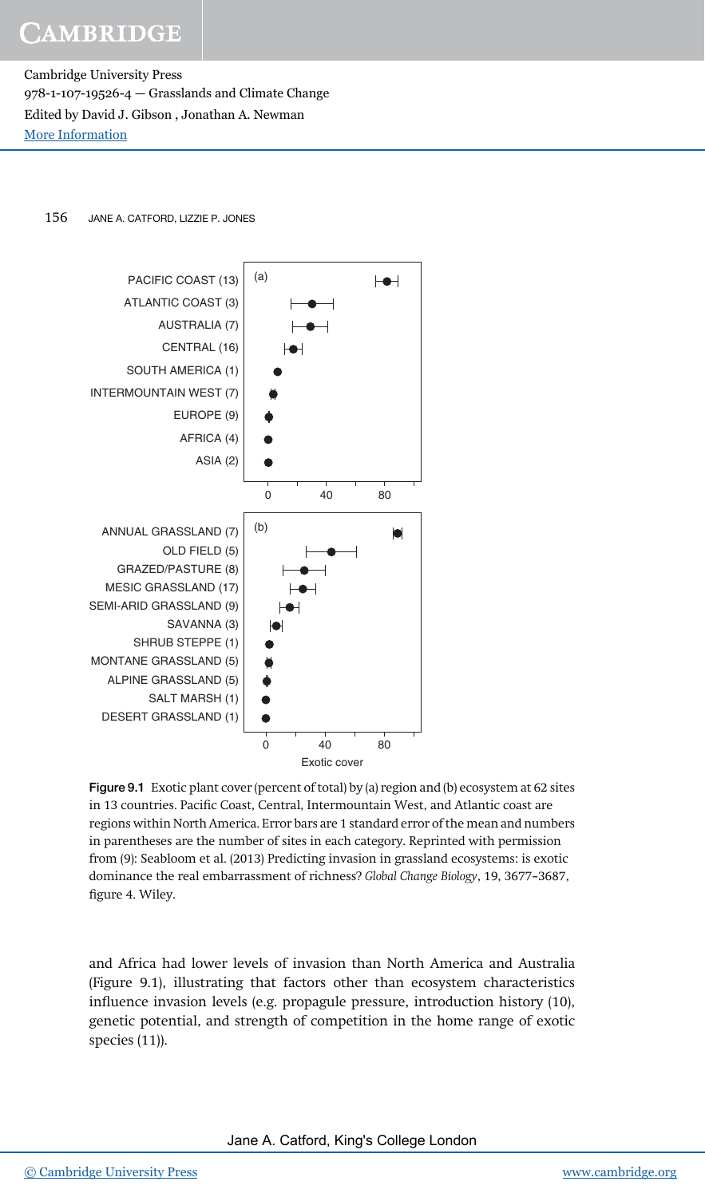Figure 9.1 Exotic plant cover (percent of total) by (a) region and (b) ecosystem at 62 sites in 13 countries. Pacific Coast, Central, Intermountain West, and Atlantic coast are regions within North America. Error bars are 1 standard error of the mean and numbers in parentheses are the number of sites in each category. Reprinted with permission from (9): Seabloom et al. (2013) Predicting invasion in grassland ecosystems: is exotic dominance the real embarrassment of richness? *Global Change Biology*, 19, 3677–3687, figure 4. Wiley.

and Africa had lower levels of invasion than North America and Australia (Figure 9.1), illustrating that factors other than ecosystem characteristics influence invasion levels (e.g. propagule pressure, introduction history (10), genetic potential, and strength of competition in the home range of exotic species (11)).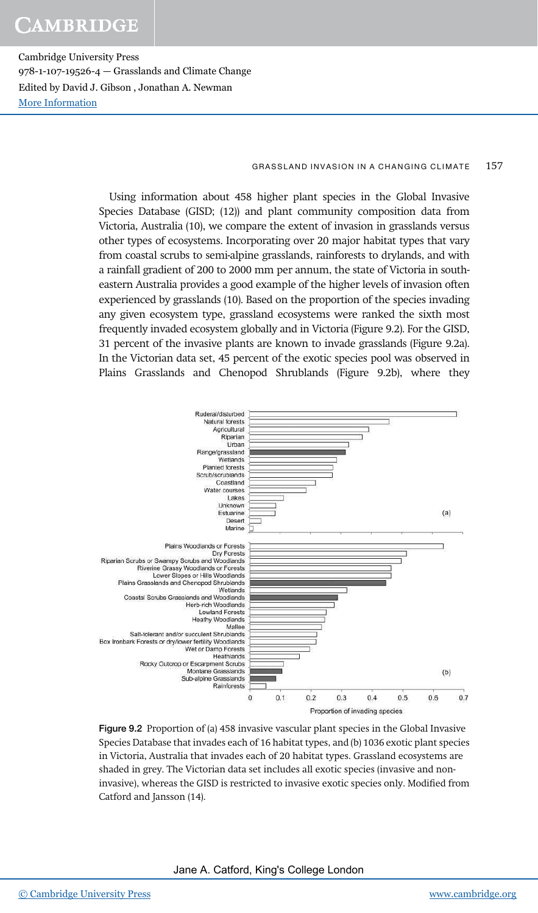Using information about 458 higher plant species in the Global Invasive Species Database (GISD; (12)) and plant community composition data from Victoria, Australia (10), we compare the extent of invasion in grasslands versus other types of ecosystems. Incorporating over 20 major habitat types that vary from coastal scrubs to semi-alpine grasslands, rainforests to drylands, and with a rainfall gradient of 200 to 2000 mm per annum, the state of Victoria in south-eastern Australia provides a good example of the higher levels of invasion often experienced by grasslands (10). Based on the proportion of the species invading any given ecosystem type, grassland ecosystems were ranked the sixth most frequently invaded ecosystem globally and in Victoria (Figure 9.2). For the GISD, 31 percent of the invasive plants are known to invade grasslands (Figure 9.2a). In the Victorian data set, 45 percent of the exotic species pool was observed in Plains Grasslands and Chenopod Shrublands (Figure 9.2b), where they

**Figure 9.2** Proportion of (a) 458 invasive vascular plant species in the Global Invasive Species Database that invades each of 16 habitat types, and (b) 1036 exotic plant species in Victoria, Australia that invades each of 20 habitat types. Grassland ecosystems are shaded in grey. The Victorian data set includes all exotic species (invasive and non-invasive), whereas the GISD is restricted to invasive exotic species only. Modified from Catford and Jansson (14).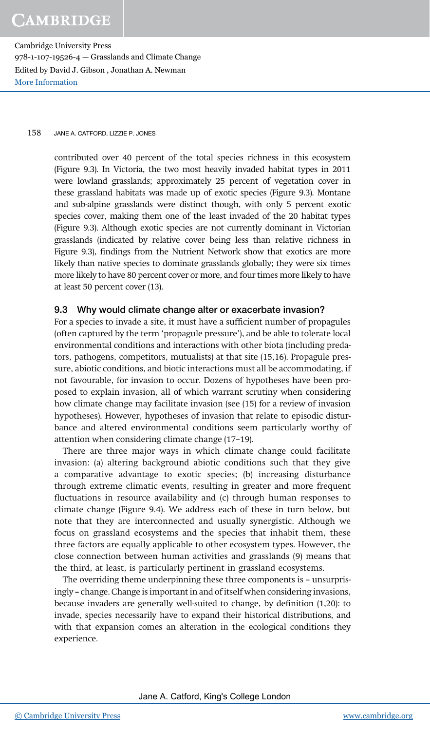contributed over 40 percent of the total species richness in this ecosystem (Figure 9.3). In Victoria, the two most heavily invaded habitat types in 2011 were lowland grasslands; approximately 25 percent of vegetation cover in these grassland habitats was made up of exotic species (Figure 9.3). Montane and sub-alpine grasslands were distinct though, with only 5 percent exotic species cover, making them one of the least invaded of the 20 habitat types (Figure 9.3). Although exotic species are not currently dominant in Victorian grasslands (indicated by relative cover being less than relative richness in Figure 9.3), findings from the Nutrient Network show that exotics are more likely than native species to dominate grasslands globally; they were six times more likely to have 80 percent cover or more, and four times more likely to have at least 50 percent cover (13).

## 9.3 Why would climate change alter or exacerbate invasion?

For a species to invade a site, it must have a sufficient number of propagules (often captured by the term 'propagule pressure'), and be able to tolerate local environmental conditions and interactions with other biota (including predators, pathogens, competitors, mutualists) at that site (15,16). Propagule pressure, abiotic conditions, and biotic interactions must all be accommodating, if not favourable, for invasion to occur. Dozens of hypotheses have been proposed to explain invasion, all of which warrant scrutiny when considering how climate change may facilitate invasion (see (15) for a review of invasion hypotheses). However, hypotheses of invasion that relate to episodic disturbance and altered environmental conditions seem particularly worthy of attention when considering climate change (17–19).

There are three major ways in which climate change could facilitate invasion: (a) altering background abiotic conditions such that they give a comparative advantage to exotic species; (b) increasing disturbance through extreme climatic events, resulting in greater and more frequent fluctuations in resource availability and (c) through human responses to climate change (Figure 9.4). We address each of these in turn below, but note that they are interconnected and usually synergistic. Although we focus on grassland ecosystems and the species that inhabit them, these three factors are equally applicable to other ecosystem types. However, the close connection between human activities and grasslands (9) means that the third, at least, is particularly pertinent in grassland ecosystems.

The overriding theme underpinning these three components is – unsurprisingly – change. Change is important in and of itself when considering invasions, because invaders are generally well-suited to change, by definition (1,20): to invade, species necessarily have to expand their historical distributions, and with that expansion comes an alteration in the ecological conditions they experience.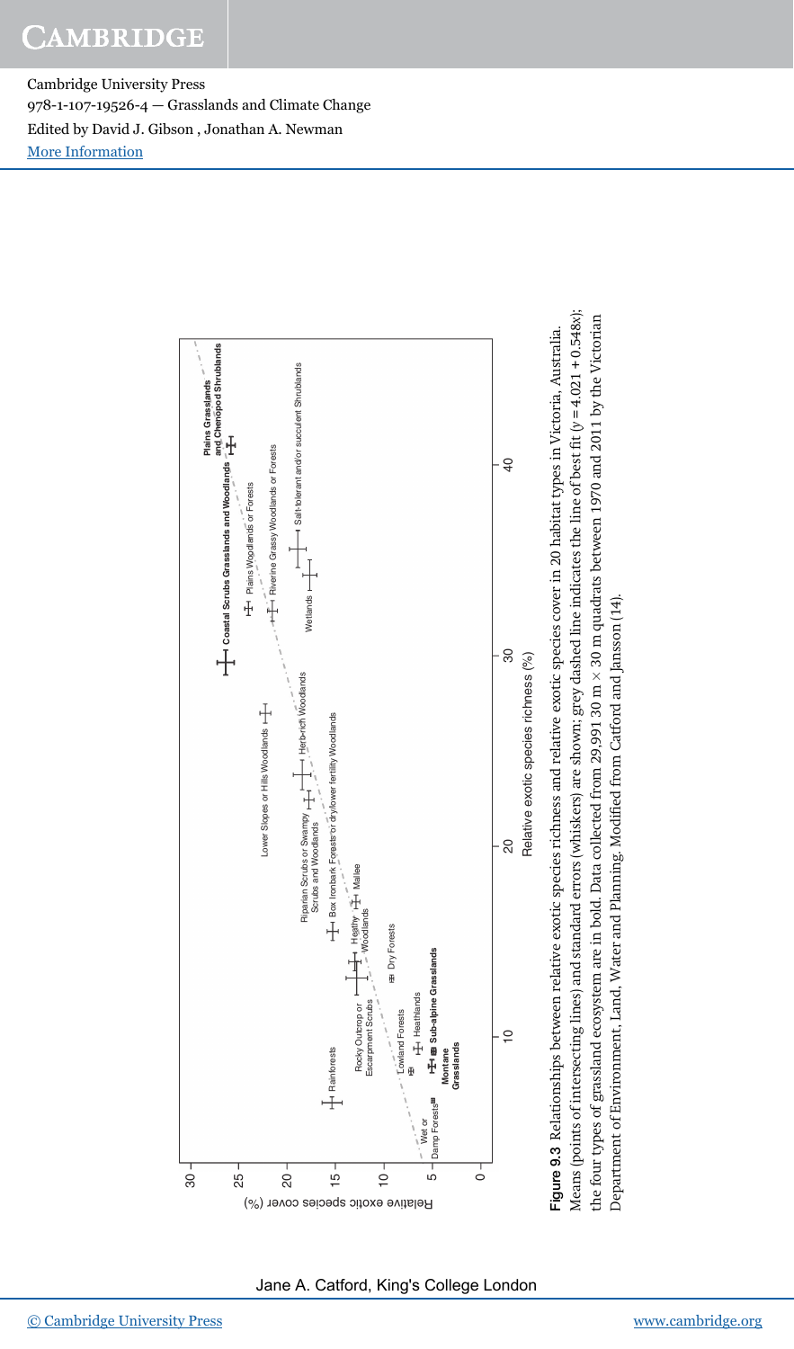**Figure 9.3** Relationships between relative exotic species richness and relative exotic species cover in 20 habitat types in Victoria, Australia. Means (points of intersecting lines) and standard errors (whiskers) are shown; grey dashed line indicates the line of best fit ($y = 4.021 + 0.548x$); the four types of grassland ecosystem are in bold. Data collected from 29,991 30 m × 30 m quadrats between 1970 and 2011 by the Victorian Department of Environment, Land, Water and Planning. Modified from Catford and Jansson (14).

Jane A. Catford, King's College London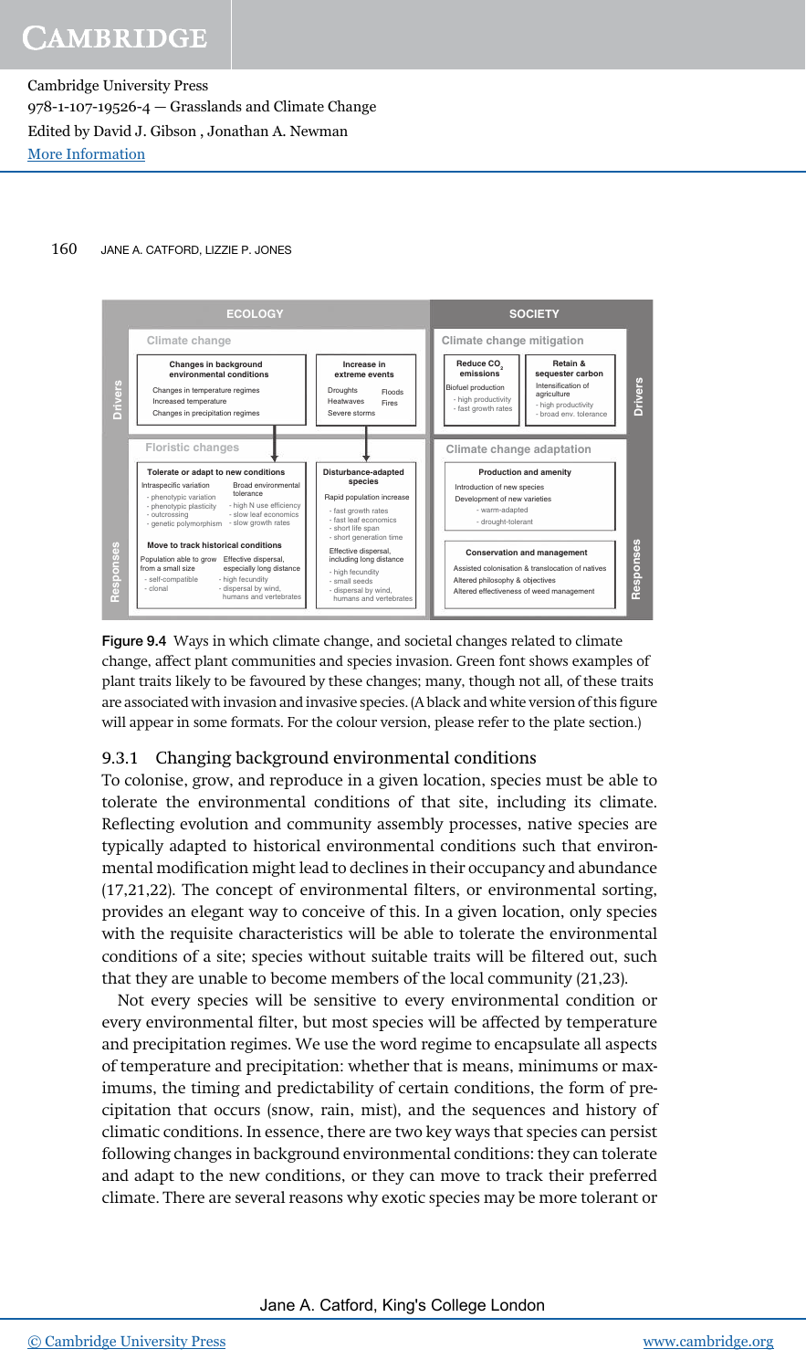ECOLOGY

SOCIETY

Climate change

Climate change mitigation

Drivers

Changes in background environmental conditions

Changes in temperature regimes
Increased temperature
Changes in precipitation regimes

Increase in extreme events

Droughts
Floods
Heatwaves
Fires
Severe storms

Reduce $CO_2$ emissions

Biofuel production
- high productivity
- fast growth rates

Retain & sequester carbon

Intensification of agriculture
- high productivity
- broad env. tolerance

Drivers

Floristic changes

Climate change adaptation

Responses

Tolerate or adapt to new conditions

Intraspecific variation
- phenotypic variation
- phenotypic plasticity
- outcrossing
- genetic polymorphism

Broad environmental tolerance
- high N use efficiency
- slow leaf economics
- slow growth rates

Move to track historical conditions

Population able to grow from a small size
- self-compatible
- clonal

Effective dispersal, especially long distance
- high fecundity
- dispersal by wind, humans and vertebrates

Disturbance-adapted species

Rapid population increase
- fast growth rates
- fast leaf economics
- short life span
- short generation time

Effective dispersal, including long distance
- high fecundity
- small seeds
- dispersal by wind, humans and vertebrates

Production and amenity

Introduction of new species
Development of new varieties
- warm-adapted
- drought-tolerant

Conservation and management

Assisted colonisation & translocation of natives
Altered philosophy & objectives
Altered effectiveness of weed management

Responses

**Figure 9.4** Ways in which climate change, and societal changes related to climate change, affect plant communities and species invasion. Green font shows examples of plant traits likely to be favoured by these changes; many, though not all, of these traits are associated with invasion and invasive species. (A black and white version of this figure will appear in some formats. For the colour version, please refer to the plate section.)

### 9.3.1 Changing background environmental conditions

To colonise, grow, and reproduce in a given location, species must be able to tolerate the environmental conditions of that site, including its climate. Reflecting evolution and community assembly processes, native species are typically adapted to historical environmental conditions such that environmental modification might lead to declines in their occupancy and abundance (17,21,22). The concept of environmental filters, or environmental sorting, provides an elegant way to conceive of this. In a given location, only species with the requisite characteristics will be able to tolerate the environmental conditions of a site; species without suitable traits will be filtered out, such that they are unable to become members of the local community (21,23).

Not every species will be sensitive to every environmental condition or every environmental filter, but most species will be affected by temperature and precipitation regimes. We use the word regime to encapsulate all aspects of temperature and precipitation: whether that is means, minimums or maximums, the timing and predictability of certain conditions, the form of precipitation that occurs (snow, rain, mist), and the sequences and history of climatic conditions. In essence, there are two key ways that species can persist following changes in background environmental conditions: they can tolerate and adapt to the new conditions, or they can move to track their preferred climate. There are several reasons why exotic species may be more tolerant or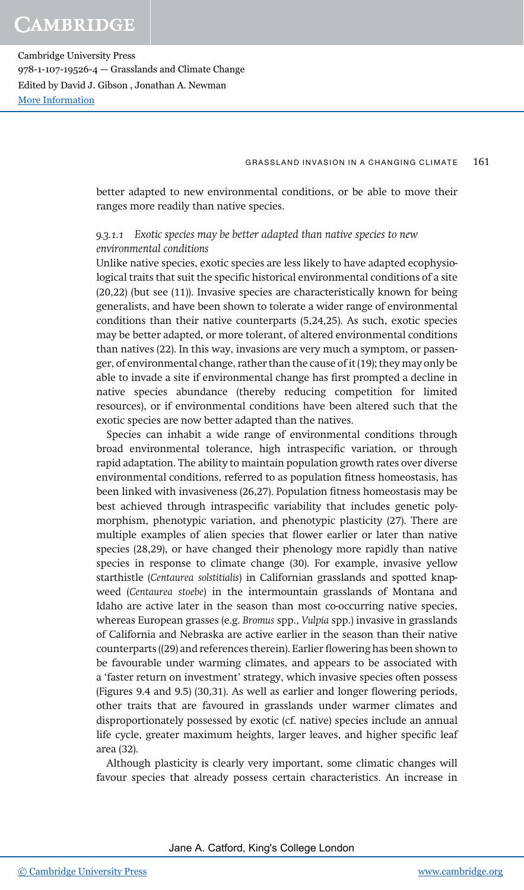better adapted to new environmental conditions, or be able to move their ranges more readily than native species.

### *9.3.1.1 Exotic species may be better adapted than native species to new environmental conditions*

Unlike native species, exotic species are less likely to have adapted ecophysiological traits that suit the specific historical environmental conditions of a site (20,22) (but see (11)). Invasive species are characteristically known for being generalists, and have been shown to tolerate a wider range of environmental conditions than their native counterparts (5,24,25). As such, exotic species may be better adapted, or more tolerant, of altered environmental conditions than natives (22). In this way, invasions are very much a symptom, or passenger, of environmental change, rather than the cause of it (19); they may only be able to invade a site if environmental change has first prompted a decline in native species abundance (thereby reducing competition for limited resources), or if environmental conditions have been altered such that the exotic species are now better adapted than the natives.

Species can inhabit a wide range of environmental conditions through broad environmental tolerance, high intraspecific variation, or through rapid adaptation. The ability to maintain population growth rates over diverse environmental conditions, referred to as population fitness homeostasis, has been linked with invasiveness (26,27). Population fitness homeostasis may be best achieved through intraspecific variability that includes genetic polymorphism, phenotypic variation, and phenotypic plasticity (27). There are multiple examples of alien species that flower earlier or later than native species (28,29), or have changed their phenology more rapidly than native species in response to climate change (30). For example, invasive yellow starthistle (*Centaurea solstitialis*) in Californian grasslands and spotted knapweed (*Centaurea stoebe*) in the intermountain grasslands of Montana and Idaho are active later in the season than most co-occurring native species, whereas European grasses (e.g. *Bromus* spp., *Vulpia* spp.) invasive in grasslands of California and Nebraska are active earlier in the season than their native counterparts ((29) and references therein). Earlier flowering has been shown to be favourable under warming climates, and appears to be associated with a 'faster return on investment' strategy, which invasive species often possess (Figures 9.4 and 9.5) (30,31). As well as earlier and longer flowering periods, other traits that are favoured in grasslands under warmer climates and disproportionately possessed by exotic (cf. native) species include an annual life cycle, greater maximum heights, larger leaves, and higher specific leaf area (32).

Although plasticity is clearly very important, some climatic changes will favour species that already possess certain characteristics. An increase in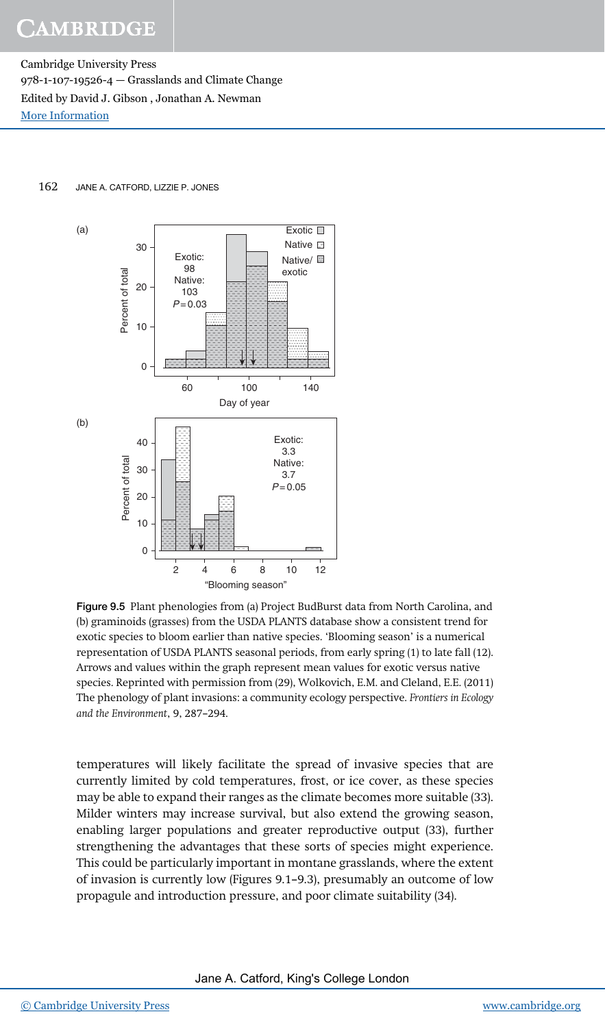Figure 9.5 Plant phenologies from (a) Project BudBurst data from North Carolina, and (b) graminoids (grasses) from the USDA PLANTS database show a consistent trend for exotic species to bloom earlier than native species. 'Blooming season' is a numerical representation of USDA PLANTS seasonal periods, from early spring (1) to late fall (12). Arrows and values within the graph represent mean values for exotic versus native species. Reprinted with permission from (29), Wolkovich, E.M. and Cleland, E.E. (2011) The phenology of plant invasions: a community ecology perspective. *Frontiers in Ecology and the Environment*, 9, 287–294.

temperatures will likely facilitate the spread of invasive species that are currently limited by cold temperatures, frost, or ice cover, as these species may be able to expand their ranges as the climate becomes more suitable (33). Milder winters may increase survival, but also extend the growing season, enabling larger populations and greater reproductive output (33), further strengthening the advantages that these sorts of species might experience. This could be particularly important in montane grasslands, where the extent of invasion is currently low (Figures 9.1–9.3), presumably an outcome of low propagule and introduction pressure, and poor climate suitability (34).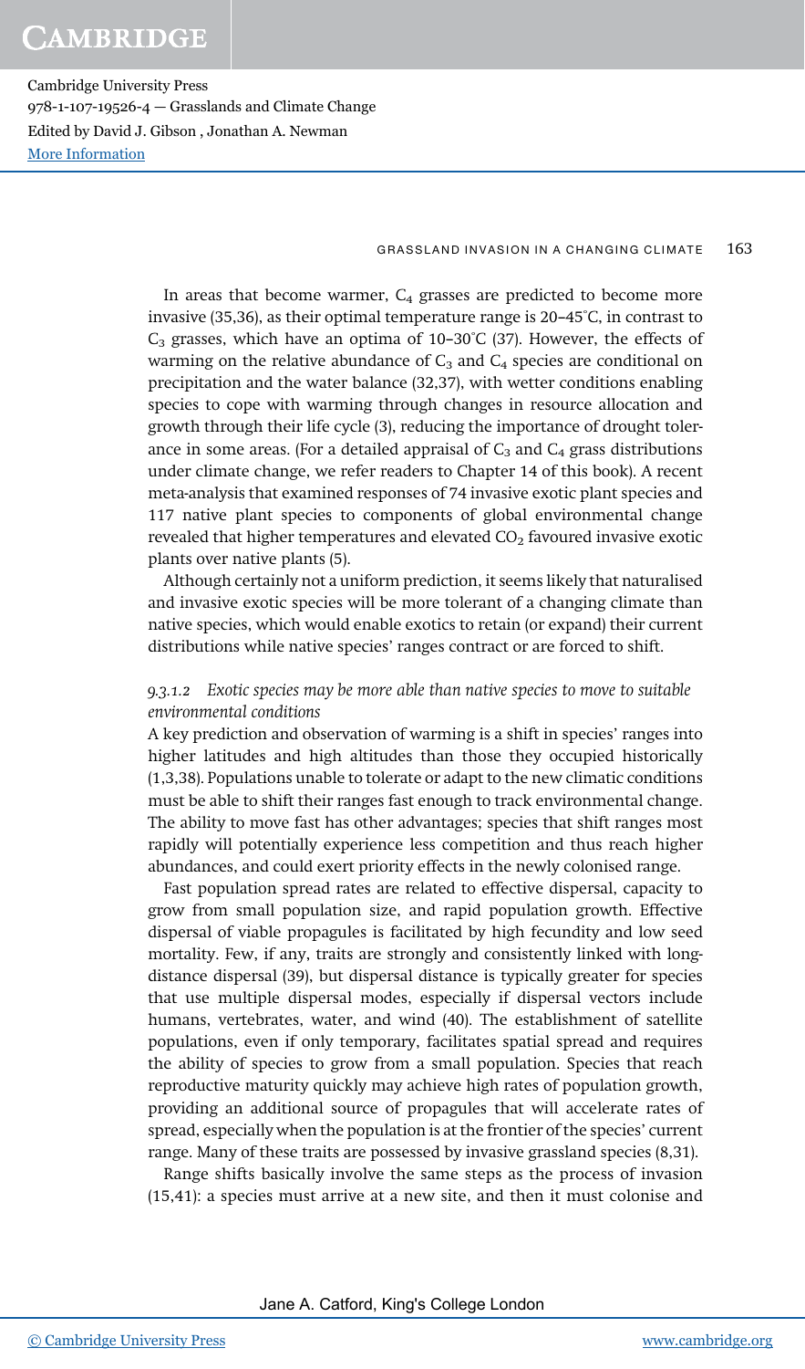In areas that become warmer, $C_4$ grasses are predicted to become more invasive (35,36), as their optimal temperature range is 20–45°C, in contrast to $C_3$ grasses, which have an optima of 10–30°C (37). However, the effects of warming on the relative abundance of $C_3$ and $C_4$ species are conditional on precipitation and the water balance (32,37), with wetter conditions enabling species to cope with warming through changes in resource allocation and growth through their life cycle (3), reducing the importance of drought tolerance in some areas. (For a detailed appraisal of $C_3$ and $C_4$ grass distributions under climate change, we refer readers to Chapter 14 of this book). A recent meta-analysis that examined responses of 74 invasive exotic plant species and 117 native plant species to components of global environmental change revealed that higher temperatures and elevated $CO_2$ favoured invasive exotic plants over native plants (5).

Although certainly not a uniform prediction, it seems likely that naturalised and invasive exotic species will be more tolerant of a changing climate than native species, which would enable exotics to retain (or expand) their current distributions while native species' ranges contract or are forced to shift.

### *9.3.1.2 Exotic species may be more able than native species to move to suitable environmental conditions*

A key prediction and observation of warming is a shift in species' ranges into higher latitudes and high altitudes than those they occupied historically (1,3,38). Populations unable to tolerate or adapt to the new climatic conditions must be able to shift their ranges fast enough to track environmental change. The ability to move fast has other advantages; species that shift ranges most rapidly will potentially experience less competition and thus reach higher abundances, and could exert priority effects in the newly colonised range.

Fast population spread rates are related to effective dispersal, capacity to grow from small population size, and rapid population growth. Effective dispersal of viable propagules is facilitated by high fecundity and low seed mortality. Few, if any, traits are strongly and consistently linked with long-distance dispersal (39), but dispersal distance is typically greater for species that use multiple dispersal modes, especially if dispersal vectors include humans, vertebrates, water, and wind (40). The establishment of satellite populations, even if only temporary, facilitates spatial spread and requires the ability of species to grow from a small population. Species that reach reproductive maturity quickly may achieve high rates of population growth, providing an additional source of propagules that will accelerate rates of spread, especially when the population is at the frontier of the species' current range. Many of these traits are possessed by invasive grassland species (8,31).

Range shifts basically involve the same steps as the process of invasion (15,41): a species must arrive at a new site, and then it must colonise and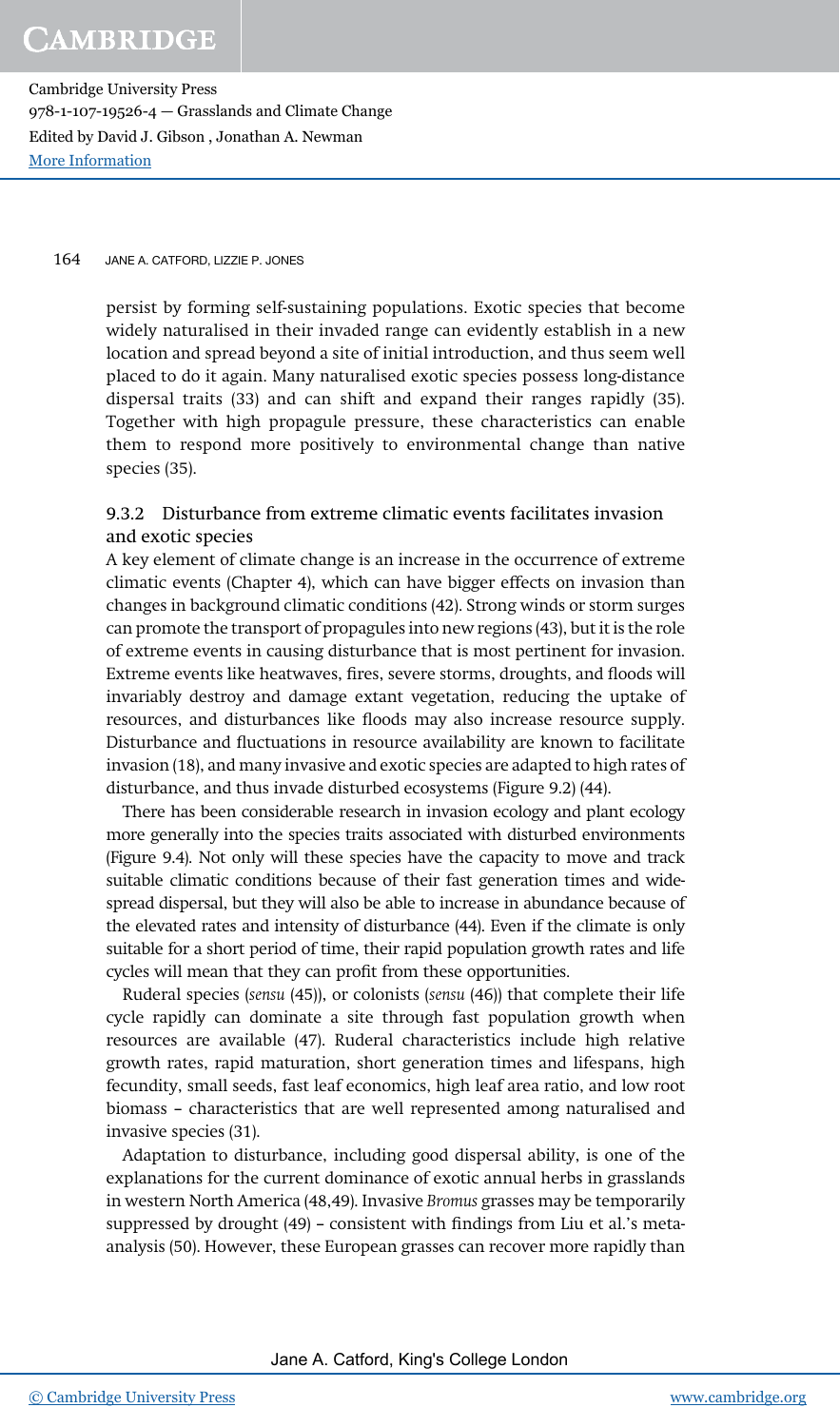persist by forming self-sustaining populations. Exotic species that become widely naturalised in their invaded range can evidently establish in a new location and spread beyond a site of initial introduction, and thus seem well placed to do it again. Many naturalised exotic species possess long-distance dispersal traits (33) and can shift and expand their ranges rapidly (35). Together with high propagule pressure, these characteristics can enable them to respond more positively to environmental change than native species (35).

### 9.3.2 Disturbance from extreme climatic events facilitates invasion and exotic species

A key element of climate change is an increase in the occurrence of extreme climatic events (Chapter 4), which can have bigger effects on invasion than changes in background climatic conditions (42). Strong winds or storm surges can promote the transport of propagules into new regions (43), but it is the role of extreme events in causing disturbance that is most pertinent for invasion. Extreme events like heatwaves, fires, severe storms, droughts, and floods will invariably destroy and damage extant vegetation, reducing the uptake of resources, and disturbances like floods may also increase resource supply. Disturbance and fluctuations in resource availability are known to facilitate invasion (18), and many invasive and exotic species are adapted to high rates of disturbance, and thus invade disturbed ecosystems (Figure 9.2) (44).

There has been considerable research in invasion ecology and plant ecology more generally into the species traits associated with disturbed environments (Figure 9.4). Not only will these species have the capacity to move and track suitable climatic conditions because of their fast generation times and widespread dispersal, but they will also be able to increase in abundance because of the elevated rates and intensity of disturbance (44). Even if the climate is only suitable for a short period of time, their rapid population growth rates and life cycles will mean that they can profit from these opportunities.

Ruderal species (*sensu* (45)), or colonists (*sensu* (46)) that complete their life cycle rapidly can dominate a site through fast population growth when resources are available (47). Ruderal characteristics include high relative growth rates, rapid maturation, short generation times and lifespans, high fecundity, small seeds, fast leaf economics, high leaf area ratio, and low root biomass – characteristics that are well represented among naturalised and invasive species (31).

Adaptation to disturbance, including good dispersal ability, is one of the explanations for the current dominance of exotic annual herbs in grasslands in western North America (48,49). Invasive *Bromus* grasses may be temporarily suppressed by drought (49) – consistent with findings from Liu et al.'s meta-analysis (50). However, these European grasses can recover more rapidly than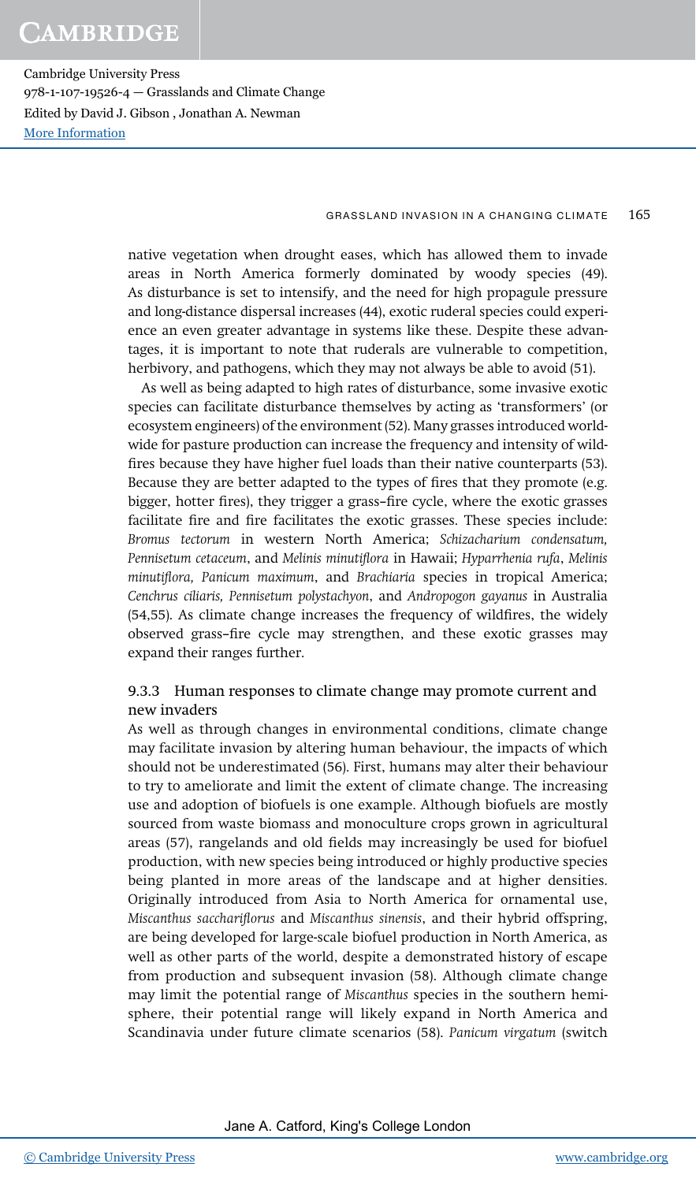native vegetation when drought eases, which has allowed them to invade areas in North America formerly dominated by woody species (49). As disturbance is set to intensify, and the need for high propagule pressure and long-distance dispersal increases (44), exotic ruderal species could experience an even greater advantage in systems like these. Despite these advantages, it is important to note that ruderals are vulnerable to competition, herbivory, and pathogens, which they may not always be able to avoid (51).

As well as being adapted to high rates of disturbance, some invasive exotic species can facilitate disturbance themselves by acting as 'transformers' (or ecosystem engineers) of the environment (52). Many grasses introduced worldwide for pasture production can increase the frequency and intensity of wildfires because they have higher fuel loads than their native counterparts (53). Because they are better adapted to the types of fires that they promote (e.g. bigger, hotter fires), they trigger a grass–fire cycle, where the exotic grasses facilitate fire and fire facilitates the exotic grasses. These species include: *Bromus tectorum* in western North America; *Schizacharium condensatum, Pennisetum cetaceum*, and *Melinis minutiflora* in Hawaii; *Hyparrhenia rufa*, *Melinis minutiflora, Panicum maximum*, and *Brachiaria* species in tropical America; *Cenchrus ciliaris, Pennisetum polystachyon*, and *Andropogon gayanus* in Australia (54,55). As climate change increases the frequency of wildfires, the widely observed grass–fire cycle may strengthen, and these exotic grasses may expand their ranges further.

### 9.3.3 Human responses to climate change may promote current and new invaders

As well as through changes in environmental conditions, climate change may facilitate invasion by altering human behaviour, the impacts of which should not be underestimated (56). First, humans may alter their behaviour to try to ameliorate and limit the extent of climate change. The increasing use and adoption of biofuels is one example. Although biofuels are mostly sourced from waste biomass and monoculture crops grown in agricultural areas (57), rangelands and old fields may increasingly be used for biofuel production, with new species being introduced or highly productive species being planted in more areas of the landscape and at higher densities. Originally introduced from Asia to North America for ornamental use, *Miscanthus sacchariflorus* and *Miscanthus sinensis*, and their hybrid offspring, are being developed for large-scale biofuel production in North America, as well as other parts of the world, despite a demonstrated history of escape from production and subsequent invasion (58). Although climate change may limit the potential range of *Miscanthus* species in the southern hemisphere, their potential range will likely expand in North America and Scandinavia under future climate scenarios (58). *Panicum virgatum* (switch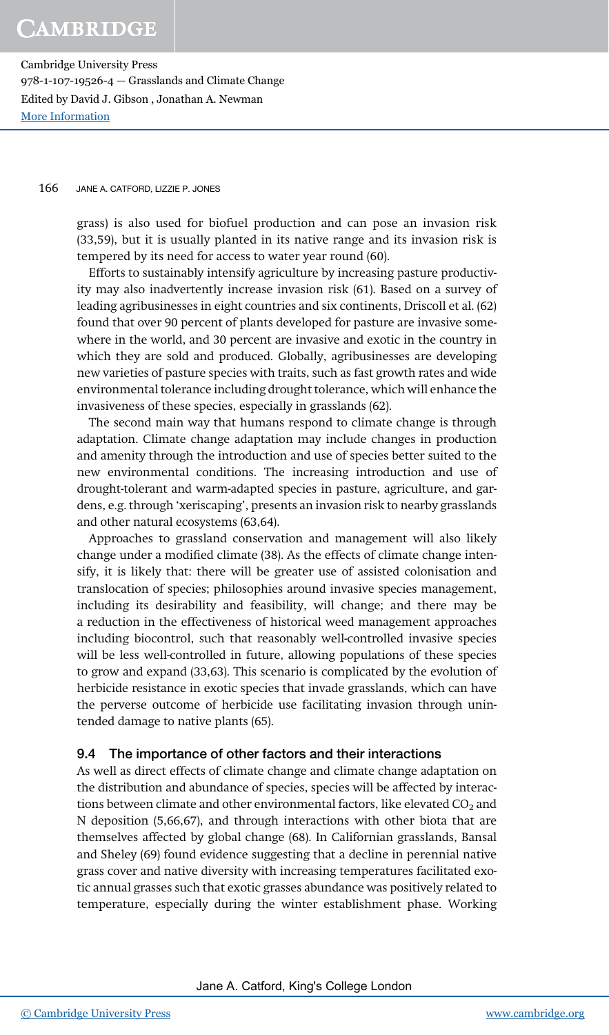grass) is also used for biofuel production and can pose an invasion risk (33,59), but it is usually planted in its native range and its invasion risk is tempered by its need for access to water year round (60).

Efforts to sustainably intensify agriculture by increasing pasture productivity may also inadvertently increase invasion risk (61). Based on a survey of leading agribusinesses in eight countries and six continents, Driscoll et al. (62) found that over 90 percent of plants developed for pasture are invasive somewhere in the world, and 30 percent are invasive and exotic in the country in which they are sold and produced. Globally, agribusinesses are developing new varieties of pasture species with traits, such as fast growth rates and wide environmental tolerance including drought tolerance, which will enhance the invasiveness of these species, especially in grasslands (62).

The second main way that humans respond to climate change is through adaptation. Climate change adaptation may include changes in production and amenity through the introduction and use of species better suited to the new environmental conditions. The increasing introduction and use of drought-tolerant and warm-adapted species in pasture, agriculture, and gardens, e.g. through 'xeriscaping', presents an invasion risk to nearby grasslands and other natural ecosystems (63,64).

Approaches to grassland conservation and management will also likely change under a modified climate (38). As the effects of climate change intensify, it is likely that: there will be greater use of assisted colonisation and translocation of species; philosophies around invasive species management, including its desirability and feasibility, will change; and there may be a reduction in the effectiveness of historical weed management approaches including biocontrol, such that reasonably well-controlled invasive species will be less well-controlled in future, allowing populations of these species to grow and expand (33,63). This scenario is complicated by the evolution of herbicide resistance in exotic species that invade grasslands, which can have the perverse outcome of herbicide use facilitating invasion through unintended damage to native plants (65).

## 9.4 The importance of other factors and their interactions

As well as direct effects of climate change and climate change adaptation on the distribution and abundance of species, species will be affected by interactions between climate and other environmental factors, like elevated $CO_2$ and N deposition (5,66,67), and through interactions with other biota that are themselves affected by global change (68). In Californian grasslands, Bansal and Sheley (69) found evidence suggesting that a decline in perennial native grass cover and native diversity with increasing temperatures facilitated exotic annual grasses such that exotic grasses abundance was positively related to temperature, especially during the winter establishment phase. Working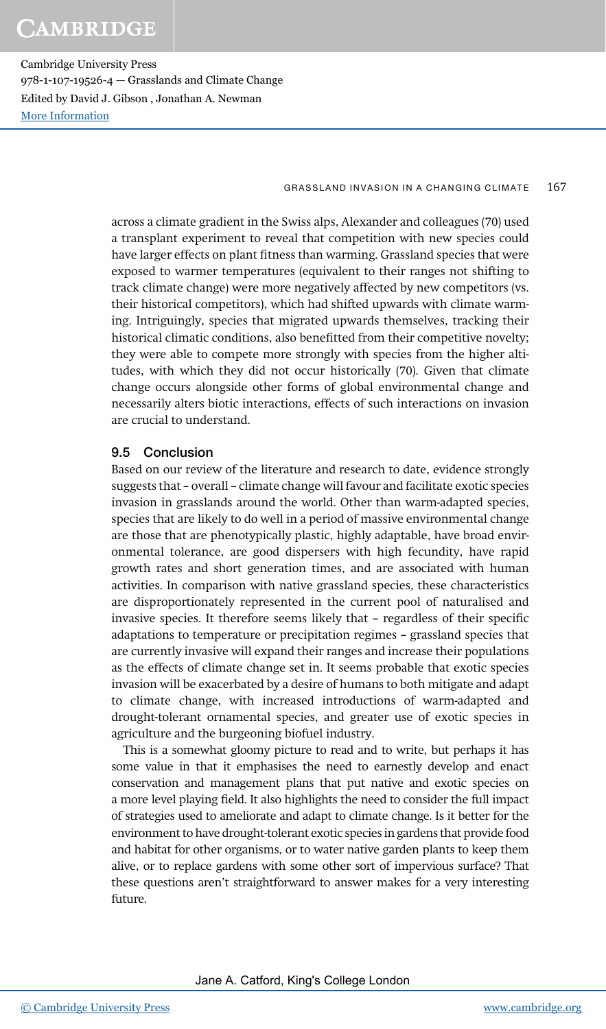across a climate gradient in the Swiss alps, Alexander and colleagues (70) used a transplant experiment to reveal that competition with new species could have larger effects on plant fitness than warming. Grassland species that were exposed to warmer temperatures (equivalent to their ranges not shifting to track climate change) were more negatively affected by new competitors (vs. their historical competitors), which had shifted upwards with climate warming. Intriguingly, species that migrated upwards themselves, tracking their historical climatic conditions, also benefitted from their competitive novelty; they were able to compete more strongly with species from the higher altitudes, with which they did not occur historically (70). Given that climate change occurs alongside other forms of global environmental change and necessarily alters biotic interactions, effects of such interactions on invasion are crucial to understand.

## 9.5 Conclusion

Based on our review of the literature and research to date, evidence strongly suggests that – overall – climate change will favour and facilitate exotic species invasion in grasslands around the world. Other than warm-adapted species, species that are likely to do well in a period of massive environmental change are those that are phenotypically plastic, highly adaptable, have broad environmental tolerance, are good dispersers with high fecundity, have rapid growth rates and short generation times, and are associated with human activities. In comparison with native grassland species, these characteristics are disproportionately represented in the current pool of naturalised and invasive species. It therefore seems likely that – regardless of their specific adaptations to temperature or precipitation regimes – grassland species that are currently invasive will expand their ranges and increase their populations as the effects of climate change set in. It seems probable that exotic species invasion will be exacerbated by a desire of humans to both mitigate and adapt to climate change, with increased introductions of warm-adapted and drought-tolerant ornamental species, and greater use of exotic species in agriculture and the burgeoning biofuel industry.

This is a somewhat gloomy picture to read and to write, but perhaps it has some value in that it emphasises the need to earnestly develop and enact conservation and management plans that put native and exotic species on a more level playing field. It also highlights the need to consider the full impact of strategies used to ameliorate and adapt to climate change. Is it better for the environment to have drought-tolerant exotic species in gardens that provide food and habitat for other organisms, or to water native garden plants to keep them alive, or to replace gardens with some other sort of impervious surface? That these questions aren't straightforward to answer makes for a very interesting future.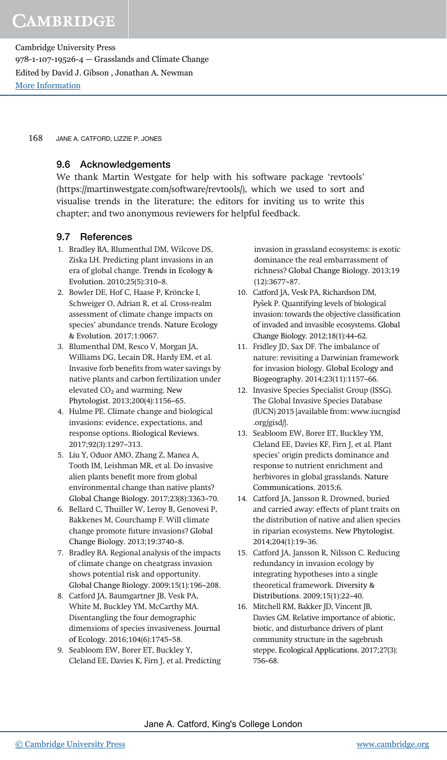## 9.6 Acknowledgements

We thank Martin Westgate for help with his software package 'revtools' (https://martinwestgate.com/software/revtools/), which we used to sort and visualise trends in the literature; the editors for inviting us to write this chapter; and two anonymous reviewers for helpful feedback.

## 9.7 References

1. Bradley BA, Blumenthal DM, Wilcove DS, Ziska LH. Predicting plant invasions in an era of global change. Trends in Ecology & Evolution. 2010;25(5):310–8.
2. Bowler DE, Hof C, Haase P, Kröncke I, Schweiger O, Adrian R, et al. Cross-realm assessment of climate change impacts on species' abundance trends. Nature Ecology & Evolution. 2017;1:0067.
3. Blumenthal DM, Resco V, Morgan JA, Williams DG, Lecain DR, Hardy EM, et al. Invasive forb benefits from water savings by native plants and carbon fertilization under elevated $CO_2$ and warming. New Phytologist. 2013;200(4):1156–65.
4. Hulme PE. Climate change and biological invasions: evidence, expectations, and response options. Biological Reviews. 2017;92(3):1297–313.
5. Liu Y, Oduor AMO, Zhang Z, Manea A, Tooth IM, Leishman MR, et al. Do invasive alien plants benefit more from global environmental change than native plants? Global Change Biology. 2017;23(8):3363–70.
6. Bellard C, Thuiller W, Leroy B, Genovesi P, Bakkenes M, Courchamp F. Will climate change promote future invasions? Global Change Biology. 2013;19:3740–8.
7. Bradley BA. Regional analysis of the impacts of climate change on cheatgrass invasion shows potential risk and opportunity. Global Change Biology. 2009;15(1):196–208.
8. Catford JA, Baumgartner JB, Vesk PA, White M, Buckley YM, McCarthy MA. Disentangling the four demographic dimensions of species invasiveness. Journal of Ecology. 2016;104(6):1745–58.
9. Seabloom EW, Borer ET, Buckley Y, Cleland EE, Davies K, Firn J, et al. Predicting invasion in grassland ecosystems: is exotic dominance the real embarrassment of richness? Global Change Biology. 2013;19(12):3677–87.
10. Catford JA, Vesk PA, Richardson DM, Pyšek P. Quantifying levels of biological invasion: towards the objective classification of invaded and invasible ecosystems. Global Change Biology. 2012;18(1):44–62.
11. Fridley JD, Sax DF. The imbalance of nature: revisiting a Darwinian framework for invasion biology. Global Ecology and Biogeography. 2014;23(11):1157–66.
12. Invasive Species Specialist Group (ISSG). The Global Invasive Species Database (IUCN) 2015 [available from: www.iucngisd.org/gisd/].
13. Seabloom EW, Borer ET, Buckley YM, Cleland EE, Davies KF, Firn J, et al. Plant species' origin predicts dominance and response to nutrient enrichment and herbivores in global grasslands. Nature Communications. 2015;6.
14. Catford JA, Jansson R. Drowned, buried and carried away: effects of plant traits on the distribution of native and alien species in riparian ecosystems. New Phytologist. 2014;204(1):19–36.
15. Catford JA, Jansson R, Nilsson C. Reducing redundancy in invasion ecology by integrating hypotheses into a single theoretical framework. Diversity & Distributions. 2009;15(1):22–40.
16. Mitchell RM, Bakker JD, Vincent JB, Davies GM. Relative importance of abiotic, biotic, and disturbance drivers of plant community structure in the sagebrush steppe. Ecological Applications. 2017;27(3):756–68.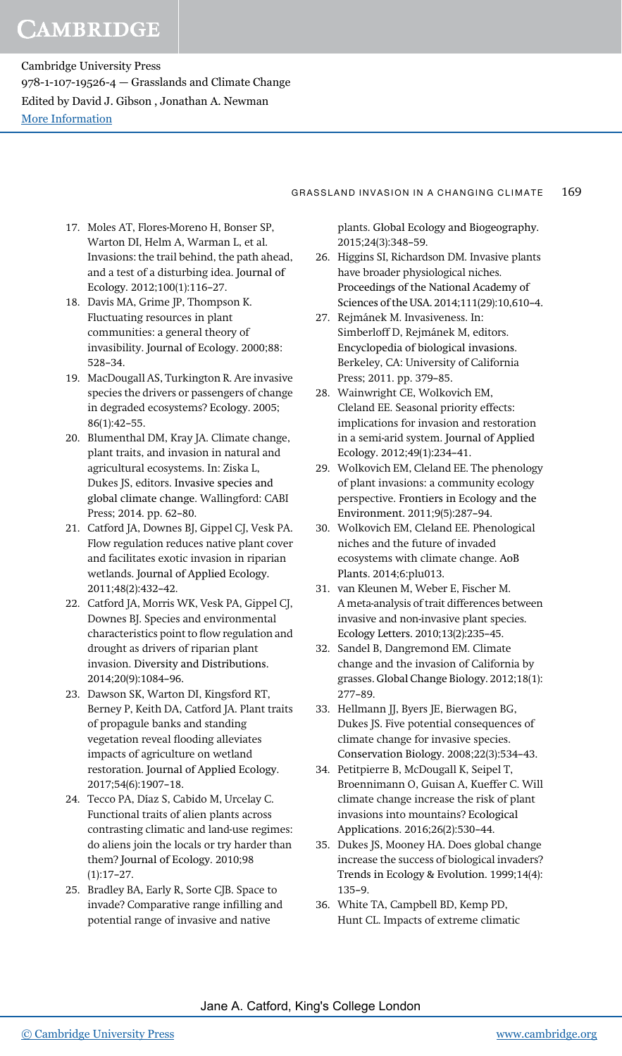17. Moles AT, Flores-Moreno H, Bonser SP, Warton DI, Helm A, Warman L, et al. Invasions: the trail behind, the path ahead, and a test of a disturbing idea. Journal of Ecology. 2012;100(1):116–27.
18. Davis MA, Grime JP, Thompson K. Fluctuating resources in plant communities: a general theory of invasibility. Journal of Ecology. 2000;88: 528–34.
19. MacDougall AS, Turkington R. Are invasive species the drivers or passengers of change in degraded ecosystems? Ecology. 2005; 86(1):42–55.
20. Blumenthal DM, Kray JA. Climate change, plant traits, and invasion in natural and agricultural ecosystems. In: Ziska L, Dukes JS, editors. Invasive species and global climate change. Wallingford: CABI Press; 2014. pp. 62–80.
21. Catford JA, Downes BJ, Gippel CJ, Vesk PA. Flow regulation reduces native plant cover and facilitates exotic invasion in riparian wetlands. Journal of Applied Ecology. 2011;48(2):432–42.
22. Catford JA, Morris WK, Vesk PA, Gippel CJ, Downes BJ. Species and environmental characteristics point to flow regulation and drought as drivers of riparian plant invasion. Diversity and Distributions. 2014;20(9):1084–96.
23. Dawson SK, Warton DI, Kingsford RT, Berney P, Keith DA, Catford JA. Plant traits of propagule banks and standing vegetation reveal flooding alleviates impacts of agriculture on wetland restoration. Journal of Applied Ecology. 2017;54(6):1907–18.
24. Tecco PA, Díaz S, Cabido M, Urcelay C. Functional traits of alien plants across contrasting climatic and land-use regimes: do aliens join the locals or try harder than them? Journal of Ecology. 2010;98 (1):17–27.
25. Bradley BA, Early R, Sorte CJB. Space to invade? Comparative range infilling and potential range of invasive and native plants. Global Ecology and Biogeography. 2015;24(3):348–59.
26. Higgins SI, Richardson DM. Invasive plants have broader physiological niches. Proceedings of the National Academy of Sciences of the USA. 2014;111(29):10,610–4.
27. Rejmánek M. Invasiveness. In: Simberloff D, Rejmánek M, editors. Encyclopedia of biological invasions. Berkeley, CA: University of California Press; 2011. pp. 379–85.
28. Wainwright CE, Wolkovich EM, Cleland EE. Seasonal priority effects: implications for invasion and restoration in a semi-arid system. Journal of Applied Ecology. 2012;49(1):234–41.
29. Wolkovich EM, Cleland EE. The phenology of plant invasions: a community ecology perspective. Frontiers in Ecology and the Environment. 2011;9(5):287–94.
30. Wolkovich EM, Cleland EE. Phenological niches and the future of invaded ecosystems with climate change. AoB Plants. 2014;6:plu013.
31. van Kleunen M, Weber E, Fischer M. A meta-analysis of trait differences between invasive and non-invasive plant species. Ecology Letters. 2010;13(2):235–45.
32. Sandel B, Dangremond EM. Climate change and the invasion of California by grasses. Global Change Biology. 2012;18(1): 277–89.
33. Hellmann JJ, Byers JE, Bierwagen BG, Dukes JS. Five potential consequences of climate change for invasive species. Conservation Biology. 2008;22(3):534–43.
34. Petitpierre B, McDougall K, Seipel T, Broennimann O, Guisan A, Kueffer C. Will climate change increase the risk of plant invasions into mountains? Ecological Applications. 2016;26(2):530–44.
35. Dukes JS, Mooney HA. Does global change increase the success of biological invaders? Trends in Ecology & Evolution. 1999;14(4): 135–9.
36. White TA, Campbell BD, Kemp PD, Hunt CL. Impacts of extreme climatic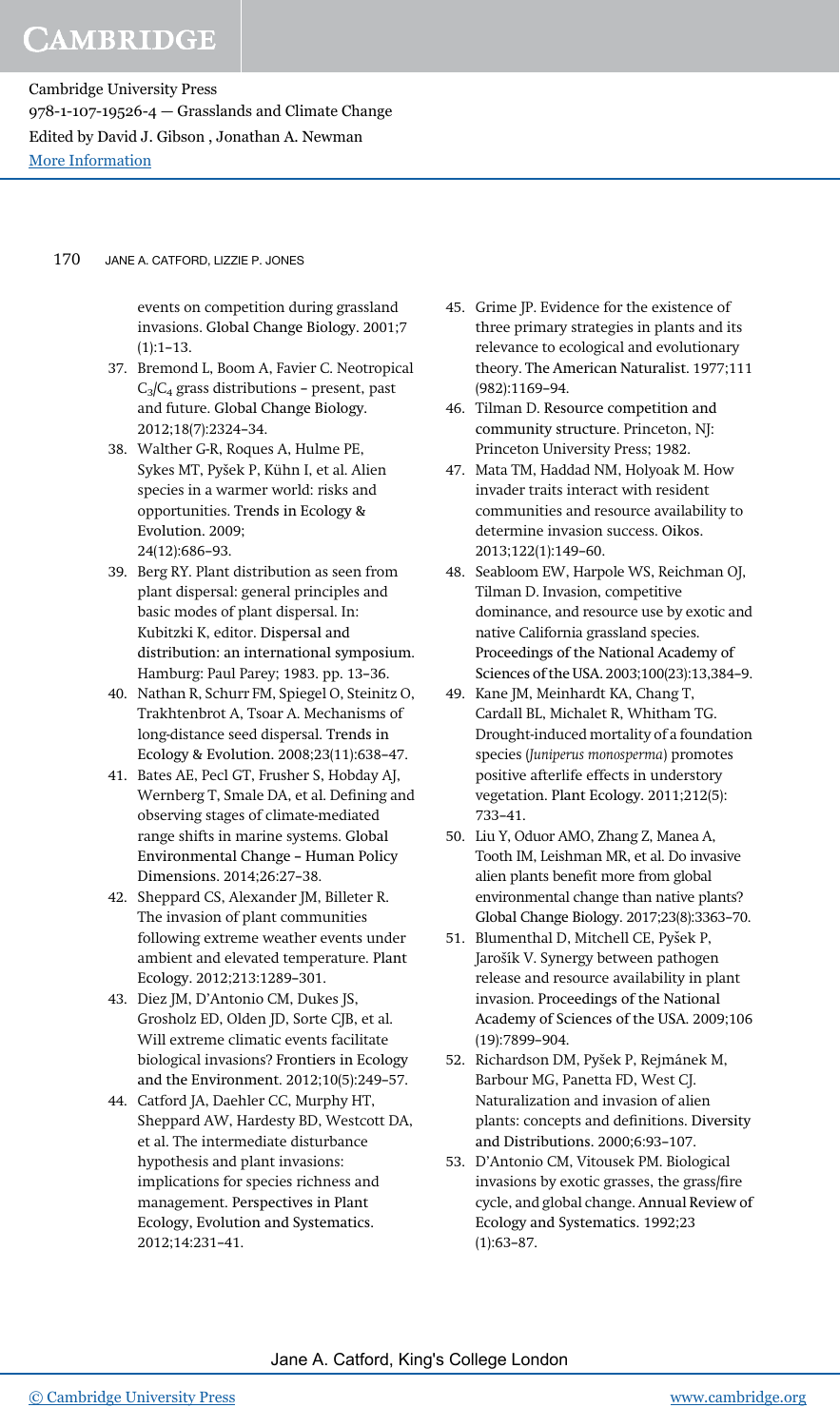events on competition during grassland invasions. Global Change Biology. 2001;7 (1):1–13.

37. Bremond L, Boom A, Favier C. Neotropical $C_3/C_4$ grass distributions – present, past and future. Global Change Biology. 2012;18(7):2324–34.
38. Walther G-R, Roques A, Hulme PE, Sykes MT, Pyšek P, Kühn I, et al. Alien species in a warmer world: risks and opportunities. Trends in Ecology & Evolution. 2009; 24(12):686–93.
39. Berg RY. Plant distribution as seen from plant dispersal: general principles and basic modes of plant dispersal. In: Kubitzki K, editor. Dispersal and distribution: an international symposium. Hamburg: Paul Parey; 1983. pp. 13–36.
40. Nathan R, Schurr FM, Spiegel O, Steinitz O, Trakhtenbrot A, Tsoar A. Mechanisms of long-distance seed dispersal. Trends in Ecology & Evolution. 2008;23(11):638–47.
41. Bates AE, Pecl GT, Frusher S, Hobday AJ, Wernberg T, Smale DA, et al. Defining and observing stages of climate-mediated range shifts in marine systems. Global Environmental Change – Human Policy Dimensions. 2014;26:27–38.
42. Sheppard CS, Alexander JM, Billeter R. The invasion of plant communities following extreme weather events under ambient and elevated temperature. Plant Ecology. 2012;213:1289–301.
43. Diez JM, D'Antonio CM, Dukes JS, Grosholz ED, Olden JD, Sorte CJB, et al. Will extreme climatic events facilitate biological invasions? Frontiers in Ecology and the Environment. 2012;10(5):249–57.
44. Catford JA, Daehler CC, Murphy HT, Sheppard AW, Hardesty BD, Westcott DA, et al. The intermediate disturbance hypothesis and plant invasions: implications for species richness and management. Perspectives in Plant Ecology, Evolution and Systematics. 2012;14:231–41.
45. Grime JP. Evidence for the existence of three primary strategies in plants and its relevance to ecological and evolutionary theory. The American Naturalist. 1977;111 (982):1169–94.
46. Tilman D. Resource competition and community structure. Princeton, NJ: Princeton University Press; 1982.
47. Mata TM, Haddad NM, Holyoak M. How invader traits interact with resident communities and resource availability to determine invasion success. Oikos. 2013;122(1):149–60.
48. Seabloom EW, Harpole WS, Reichman OJ, Tilman D. Invasion, competitive dominance, and resource use by exotic and native California grassland species. Proceedings of the National Academy of Sciences of the USA. 2003;100(23):13,384–9.
49. Kane JM, Meinhardt KA, Chang T, Cardall BL, Michalet R, Whitham TG. Drought-induced mortality of a foundation species (*Juniperus monosperma*) promotes positive afterlife effects in understory vegetation. Plant Ecology. 2011;212(5): 733–41.
50. Liu Y, Oduor AMO, Zhang Z, Manea A, Tooth IM, Leishman MR, et al. Do invasive alien plants benefit more from global environmental change than native plants? Global Change Biology. 2017;23(8):3363–70.
51. Blumenthal D, Mitchell CE, Pyšek P, Jarošík V. Synergy between pathogen release and resource availability in plant invasion. Proceedings of the National Academy of Sciences of the USA. 2009;106 (19):7899–904.
52. Richardson DM, Pyšek P, Rejmánek M, Barbour MG, Panetta FD, West CJ. Naturalization and invasion of alien plants: concepts and definitions. Diversity and Distributions. 2000;6:93–107.
53. D'Antonio CM, Vitousek PM. Biological invasions by exotic grasses, the grass/fire cycle, and global change. Annual Review of Ecology and Systematics. 1992;23 (1):63–87.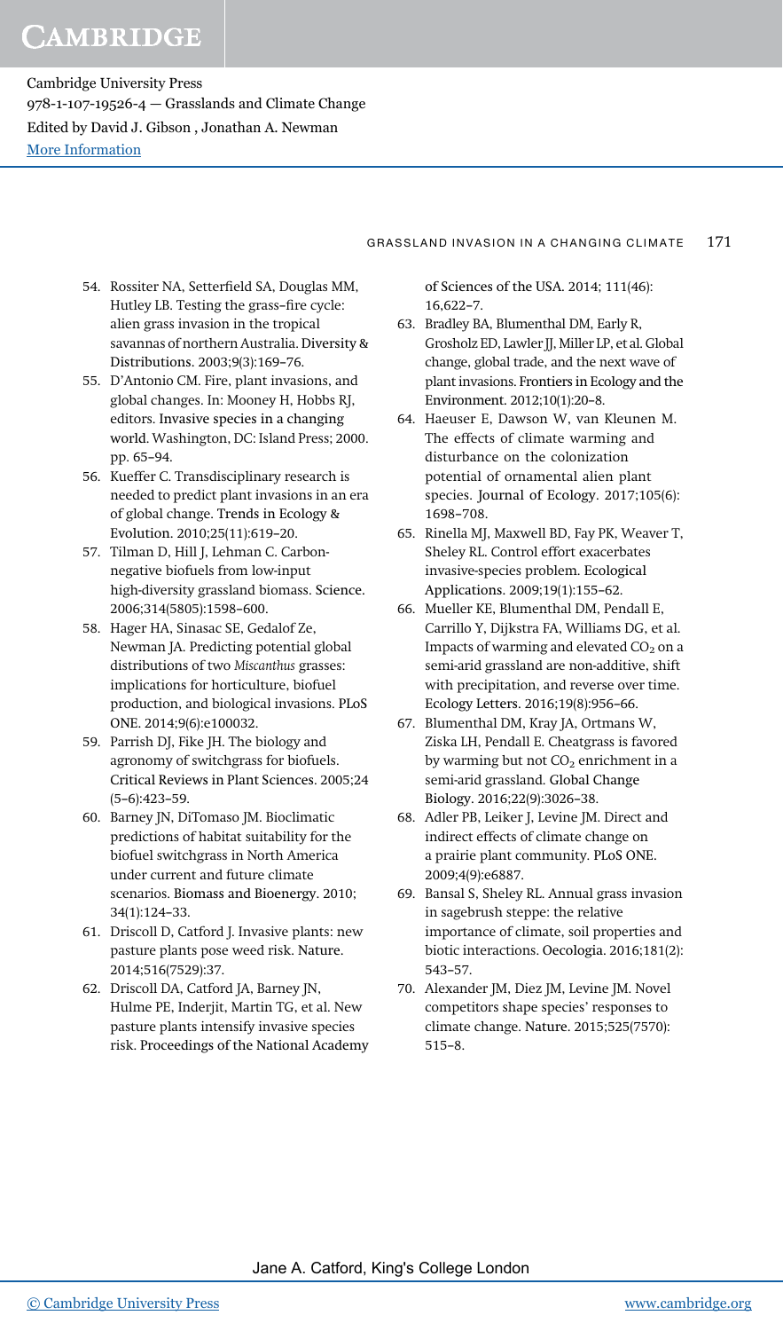54. Rossiter NA, Setterfield SA, Douglas MM, Hutley LB. Testing the grass–fire cycle: alien grass invasion in the tropical savannas of northern Australia. Diversity & Distributions. 2003;9(3):169–76.
55. D'Antonio CM. Fire, plant invasions, and global changes. In: Mooney H, Hobbs RJ, editors. Invasive species in a changing world. Washington, DC: Island Press; 2000. pp. 65–94.
56. Kueffer C. Transdisciplinary research is needed to predict plant invasions in an era of global change. Trends in Ecology & Evolution. 2010;25(11):619–20.
57. Tilman D, Hill J, Lehman C. Carbon-negative biofuels from low-input high-diversity grassland biomass. Science. 2006;314(5805):1598–600.
58. Hager HA, Sinasac SE, Gedalof Ze, Newman JA. Predicting potential global distributions of two *Miscanthus* grasses: implications for horticulture, biofuel production, and biological invasions. PLoS ONE. 2014;9(6):e100032.
59. Parrish DJ, Fike JH. The biology and agronomy of switchgrass for biofuels. Critical Reviews in Plant Sciences. 2005;24(5–6):423–59.
60. Barney JN, DiTomaso JM. Bioclimatic predictions of habitat suitability for the biofuel switchgrass in North America under current and future climate scenarios. Biomass and Bioenergy. 2010; 34(1):124–33.
61. Driscoll D, Catford J. Invasive plants: new pasture plants pose weed risk. Nature. 2014;516(7529):37.
62. Driscoll DA, Catford JA, Barney JN, Hulme PE, Inderjit, Martin TG, et al. New pasture plants intensify invasive species risk. Proceedings of the National Academy of Sciences of the USA. 2014; 111(46): 16,622–7.
63. Bradley BA, Blumenthal DM, Early R, Grosholz ED, Lawler JJ, Miller LP, et al. Global change, global trade, and the next wave of plant invasions. Frontiers in Ecology and the Environment. 2012;10(1):20–8.
64. Haeuser E, Dawson W, van Kleunen M. The effects of climate warming and disturbance on the colonization potential of ornamental alien plant species. Journal of Ecology. 2017;105(6): 1698–708.
65. Rinella MJ, Maxwell BD, Fay PK, Weaver T, Sheley RL. Control effort exacerbates invasive-species problem. Ecological Applications. 2009;19(1):155–62.
66. Mueller KE, Blumenthal DM, Pendall E, Carrillo Y, Dijkstra FA, Williams DG, et al. Impacts of warming and elevated $CO_2$ on a semi-arid grassland are non-additive, shift with precipitation, and reverse over time. Ecology Letters. 2016;19(8):956–66.
67. Blumenthal DM, Kray JA, Ortmans W, Ziska LH, Pendall E. Cheatgrass is favored by warming but not $CO_2$ enrichment in a semi-arid grassland. Global Change Biology. 2016;22(9):3026–38.
68. Adler PB, Leiker J, Levine JM. Direct and indirect effects of climate change on a prairie plant community. PLoS ONE. 2009;4(9):e6887.
69. Bansal S, Sheley RL. Annual grass invasion in sagebrush steppe: the relative importance of climate, soil properties and biotic interactions. Oecologia. 2016;181(2): 543–57.
70. Alexander JM, Diez JM, Levine JM. Novel competitors shape species' responses to climate change. Nature. 2015;525(7570): 515–8.